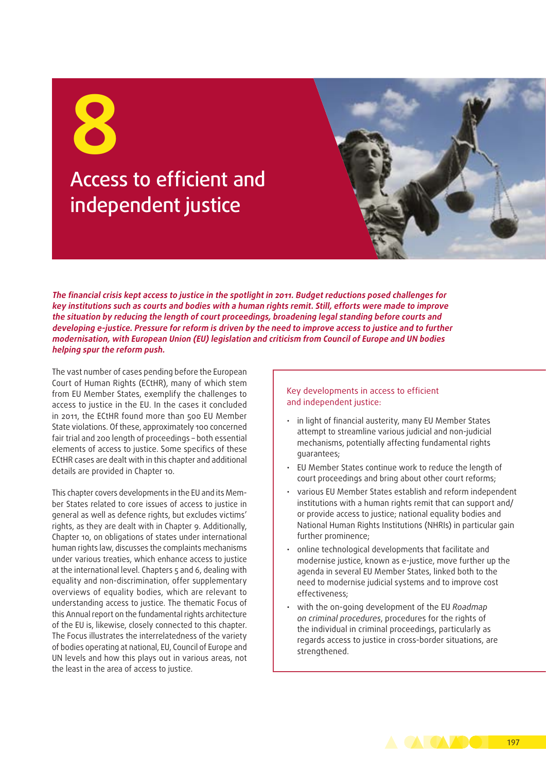# 8

# Access to efficient and independent justice

***The financial crisis kept access to justice in the spotlight in 2011. Budget reductions posed challenges for key institutions such as courts and bodies with a human rights remit. Still, efforts were made to improve the situation by reducing the length of court proceedings, broadening legal standing before courts and developing e-justice. Pressure for reform is driven by the need to improve access to justice and to further modernisation, with European Union (EU) legislation and criticism from Council of Europe and UN bodies helping spur the reform push.***

The vast number of cases pending before the European Court of Human Rights (ECtHR), many of which stem from EU Member States, exemplify the challenges to access to justice in the EU. In the cases it concluded in 2011, the ECtHR found more than 500 EU Member State violations. Of these, approximately 100 concerned fair trial and 200 length of proceedings – both essential elements of access to justice. Some specifics of these ECtHR cases are dealt with in this chapter and additional details are provided in Chapter 10.

This chapter covers developments in the EU and its Member States related to core issues of access to justice in general as well as defence rights, but excludes victims' rights, as they are dealt with in Chapter 9. Additionally, Chapter 10, on obligations of states under international human rights law, discusses the complaints mechanisms under various treaties, which enhance access to justice at the international level. Chapters 5 and 6, dealing with equality and non-discrimination, offer supplementary overviews of equality bodies, which are relevant to understanding access to justice. The thematic Focus of this Annual report on the fundamental rights architecture of the EU is, likewise, closely connected to this chapter. The Focus illustrates the interrelatedness of the variety of bodies operating at national, EU, Council of Europe and UN levels and how this plays out in various areas, not the least in the area of access to justice.

Key developments in access to efficient and independent justice:

- in light of financial austerity, many EU Member States attempt to streamline various judicial and non-judicial mechanisms, potentially affecting fundamental rights guarantees;
- EU Member States continue work to reduce the length of court proceedings and bring about other court reforms;
- various EU Member States establish and reform independent institutions with a human rights remit that can support and/or provide access to justice; national equality bodies and National Human Rights Institutions (NHRIs) in particular gain further prominence;
- online technological developments that facilitate and modernise justice, known as e-justice, move further up the agenda in several EU Member States, linked both to the need to modernise judicial systems and to improve cost effectiveness;
- with the on-going development of the EU *Roadmap on criminal procedures*, procedures for the rights of the individual in criminal proceedings, particularly as regards access to justice in cross-border situations, are strengthened.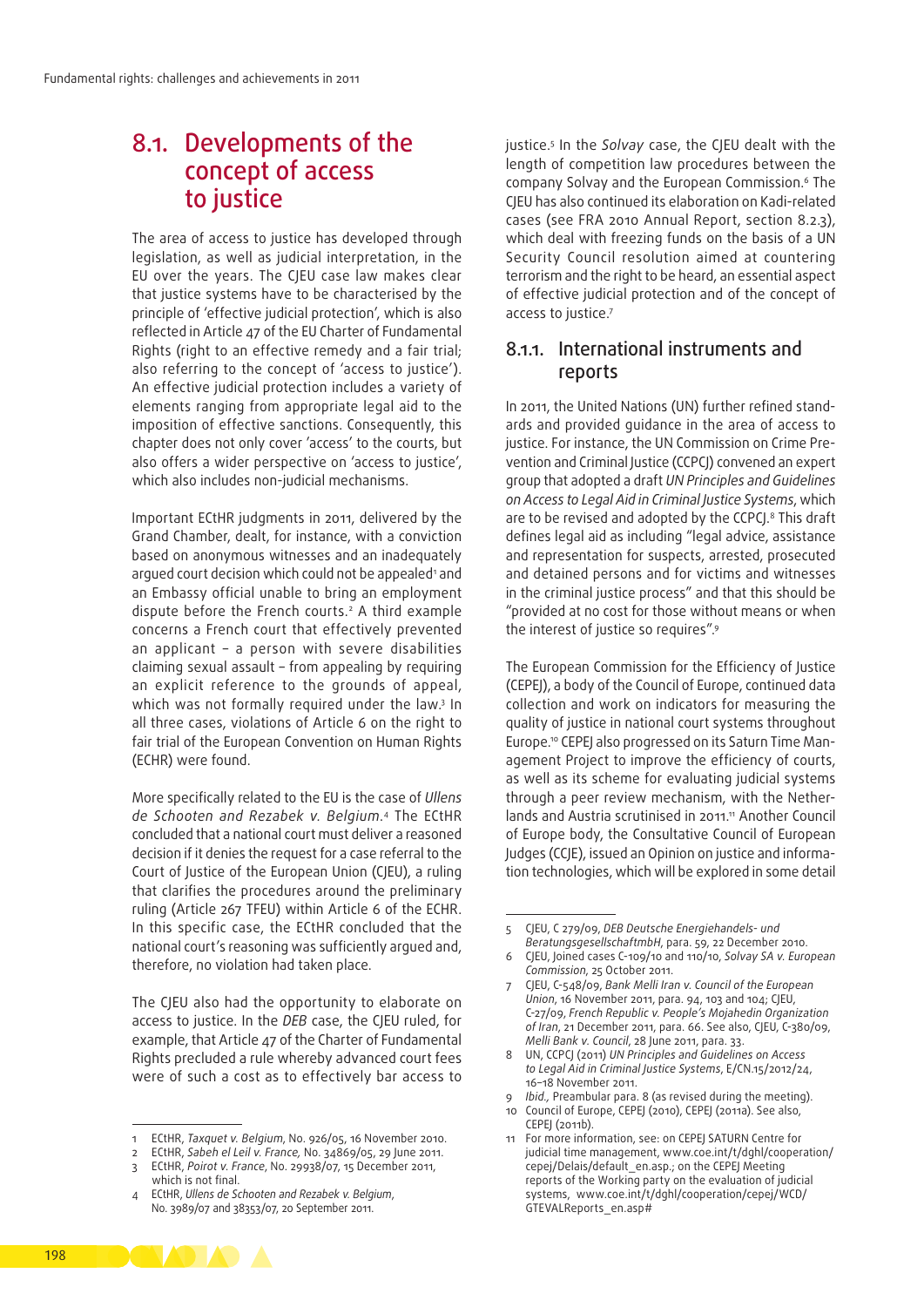## 8.1. Developments of the concept of access to justice

The area of access to justice has developed through legislation, as well as judicial interpretation, in the EU over the years. The CJEU case law makes clear that justice systems have to be characterised by the principle of 'effective judicial protection', which is also reflected in Article 47 of the EU Charter of Fundamental Rights (right to an effective remedy and a fair trial; also referring to the concept of 'access to justice'). An effective judicial protection includes a variety of elements ranging from appropriate legal aid to the imposition of effective sanctions. Consequently, this chapter does not only cover 'access' to the courts, but also offers a wider perspective on 'access to justice', which also includes non-judicial mechanisms.

Important ECtHR judgments in 2011, delivered by the Grand Chamber, dealt, for instance, with a conviction based on anonymous witnesses and an inadequately argued court decision which could not be appealed[1] and an Embassy official unable to bring an employment dispute before the French courts.[2] A third example concerns a French court that effectively prevented an applicant – a person with severe disabilities claiming sexual assault – from appealing by requiring an explicit reference to the grounds of appeal, which was not formally required under the law.[3] In all three cases, violations of Article 6 on the right to fair trial of the European Convention on Human Rights (ECHR) were found.

More specifically related to the EU is the case of *Ullens de Schooten and Rezabek v. Belgium*.[4] The ECtHR concluded that a national court must deliver a reasoned decision if it denies the request for a case referral to the Court of Justice of the European Union (CJEU), a ruling that clarifies the procedures around the preliminary ruling (Article 267 TFEU) within Article 6 of the ECHR. In this specific case, the ECtHR concluded that the national court's reasoning was sufficiently argued and, therefore, no violation had taken place.

The CJEU also had the opportunity to elaborate on access to justice. In the *DEB* case, the CJEU ruled, for example, that Article 47 of the Charter of Fundamental Rights precluded a rule whereby advanced court fees were of such a cost as to effectively bar access to justice.[5] In the *Solvay* case, the CJEU dealt with the length of competition law procedures between the company Solvay and the European Commission.[6] The CJEU has also continued its elaboration on Kadi-related cases (see FRA 2010 Annual Report, section 8.2.3), which deal with freezing funds on the basis of a UN Security Council resolution aimed at countering terrorism and the right to be heard, an essential aspect of effective judicial protection and of the concept of access to justice.[7]

### 8.1.1. International instruments and reports

In 2011, the United Nations (UN) further refined standards and provided guidance in the area of access to justice. For instance, the UN Commission on Crime Prevention and Criminal Justice (CCPCJ) convened an expert group that adopted a draft *UN Principles and Guidelines on Access to Legal Aid in Criminal Justice Systems*, which are to be revised and adopted by the CCPCJ.[8] This draft defines legal aid as including "legal advice, assistance and representation for suspects, arrested, prosecuted and detained persons and for victims and witnesses in the criminal justice process" and that this should be "provided at no cost for those without means or when the interest of justice so requires".[9]

The European Commission for the Efficiency of Justice (CEPEJ), a body of the Council of Europe, continued data collection and work on indicators for measuring the quality of justice in national court systems throughout Europe.[10] CEPEJ also progressed on its Saturn Time Management Project to improve the efficiency of courts, as well as its scheme for evaluating judicial systems through a peer review mechanism, with the Netherlands and Austria scrutinised in 2011.[11] Another Council of Europe body, the Consultative Council of European Judges (CCJE), issued an Opinion on justice and information technologies, which will be explored in some detail

---

1 ECtHR, *Taxquet v. Belgium*, No. 926/05, 16 November 2010.
2 ECtHR, *Sabeh el Leil v. France,* No. 34869/05, 29 June 2011.
3 ECtHR, *Poirot v. France*, No. 29938/07, 15 December 2011, which is not final.
4 ECtHR, *Ullens de Schooten and Rezabek v. Belgium*, No. 3989/07 and 38353/07, 20 September 2011.
5 CJEU, C 279/09, *DEB Deutsche Energiehandels- und BeratungsgesellschaftmbH*, para. 59, 22 December 2010.
6 CJEU, Joined cases C-109/10 and 110/10, *Solvay SA v. European Commission*, 25 October 2011.
7 CJEU, C-548/09, *Bank Melli Iran v. Council of the European Union*, 16 November 2011, para. 94, 103 and 104; CJEU, C-27/09, *French Republic v. People's Mojahedin Organization of Iran*, 21 December 2011, para. 66. See also, CJEU, C-380/09, *Melli Bank v. Council*, 28 June 2011, para. 33.
8 UN, CCPCJ (2011) *UN Principles and Guidelines on Access to Legal Aid in Criminal Justice Systems*, E/CN.15/2012/24, 16–18 November 2011.
9 *Ibid.,* Preambular para. 8 (as revised during the meeting).
10 Council of Europe, CEPEJ (2010), CEPEJ (2011a). See also, CEPEJ (2011b).
11 For more information, see: on CEPEJ SATURN Centre for judicial time management, www.coe.int/t/dghl/cooperation/cepej/Delais/default_en.asp.; on the CEPEJ Meeting reports of the Working party on the evaluation of judicial systems, www.coe.int/t/dghl/cooperation/cepej/WCD/GTEVALReports_en.asp#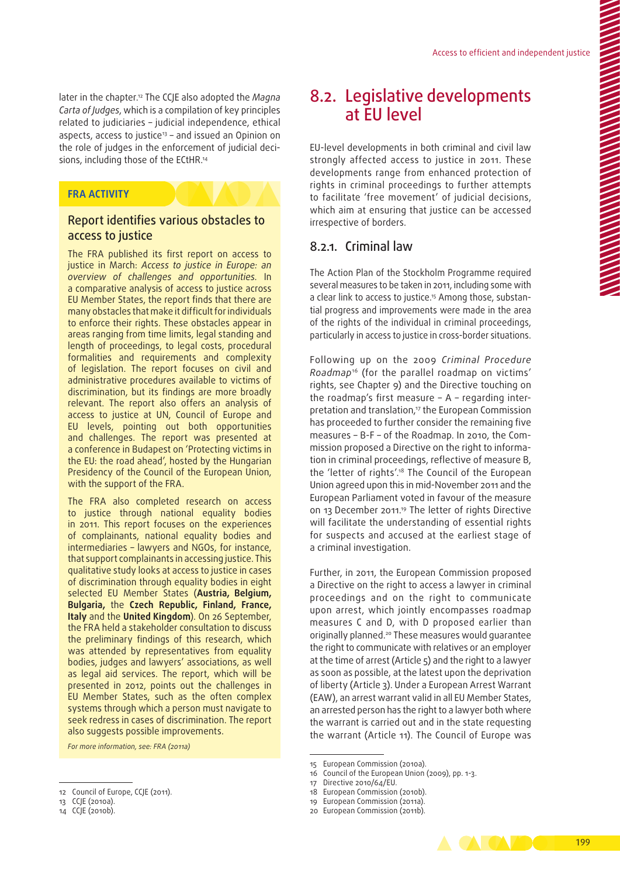later in the chapter.[12] The CCJE also adopted the *Magna Carta of Judges*, which is a compilation of key principles related to judiciaries – judicial independence, ethical aspects, access to justice[13] – and issued an Opinion on the role of judges in the enforcement of judicial decisions, including those of the ECtHR.[14]

**FRA ACTIVITY**

### Report identifies various obstacles to access to justice

The FRA published its first report on access to justice in March: *Access to justice in Europe: an overview of challenges and opportunities.* In a comparative analysis of access to justice across EU Member States, the report finds that there are many obstacles that make it difficult for individuals to enforce their rights. These obstacles appear in areas ranging from time limits, legal standing and length of proceedings, to legal costs, procedural formalities and requirements and complexity of legislation. The report focuses on civil and administrative procedures available to victims of discrimination, but its findings are more broadly relevant. The report also offers an analysis of access to justice at UN, Council of Europe and EU levels, pointing out both opportunities and challenges. The report was presented at a conference in Budapest on 'Protecting victims in the EU: the road ahead', hosted by the Hungarian Presidency of the Council of the European Union, with the support of the FRA.

The FRA also completed research on access to justice through national equality bodies in 2011. This report focuses on the experiences of complainants, national equality bodies and intermediaries – lawyers and NGOs, for instance, that support complainants in accessing justice. This qualitative study looks at access to justice in cases of discrimination through equality bodies in eight selected EU Member States (**Austria, Belgium, Bulgaria,** the **Czech Republic, Finland, France, Italy** and the **United Kingdom**). On 26 September, the FRA held a stakeholder consultation to discuss the preliminary findings of this research, which was attended by representatives from equality bodies, judges and lawyers' associations, as well as legal aid services. The report, which will be presented in 2012, points out the challenges in EU Member States, such as the often complex systems through which a person must navigate to seek redress in cases of discrimination. The report also suggests possible improvements.

*For more information, see: FRA (2011a)*

## 8.2. Legislative developments at EU level

EU-level developments in both criminal and civil law strongly affected access to justice in 2011. These developments range from enhanced protection of rights in criminal proceedings to further attempts to facilitate 'free movement' of judicial decisions, which aim at ensuring that justice can be accessed irrespective of borders.

### 8.2.1. Criminal law

The Action Plan of the Stockholm Programme required several measures to be taken in 2011, including some with a clear link to access to justice.[15] Among those, substantial progress and improvements were made in the area of the rights of the individual in criminal proceedings, particularly in access to justice in cross-border situations.

Following up on the 2009 *Criminal Procedure Roadmap*[16] (for the parallel roadmap on victims' rights, see Chapter 9) and the Directive touching on the roadmap's first measure – A – regarding interpretation and translation,[17] the European Commission has proceeded to further consider the remaining five measures – B-F – of the Roadmap. In 2010, the Commission proposed a Directive on the right to information in criminal proceedings, reflective of measure B, the 'letter of rights'.[18] The Council of the European Union agreed upon this in mid-November 2011 and the European Parliament voted in favour of the measure on 13 December 2011.[19] The letter of rights Directive will facilitate the understanding of essential rights for suspects and accused at the earliest stage of a criminal investigation.

Further, in 2011, the European Commission proposed a Directive on the right to access a lawyer in criminal proceedings and on the right to communicate upon arrest, which jointly encompasses roadmap measures C and D, with D proposed earlier than originally planned.[20] These measures would guarantee the right to communicate with relatives or an employer at the time of arrest (Article 5) and the right to a lawyer as soon as possible, at the latest upon the deprivation of liberty (Article 3). Under a European Arrest Warrant (EAW), an arrest warrant valid in all EU Member States, an arrested person has the right to a lawyer both where the warrant is carried out and in the state requesting the warrant (Article 11). The Council of Europe was

---

12 Council of Europe, CCJE (2011).
13 CCJE (2010a).
14 CCJE (2010b).
15 European Commission (2010a).
16 Council of the European Union (2009), pp. 1-3.
17 Directive 2010/64/EU.
18 European Commission (2010b).
19 European Commission (2011a).
20 European Commission (2011b).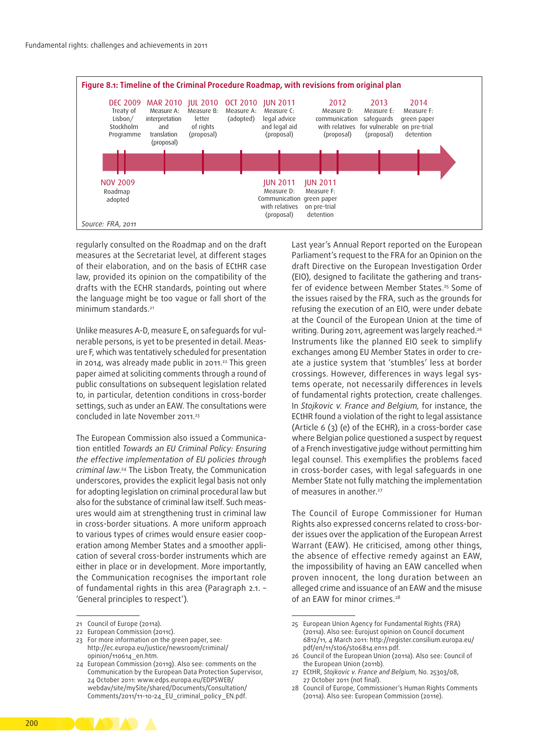**Figure 8.1: Timeline of the Criminal Procedure Roadmap, with revisions from original plan**

Above the timeline:

- DEC 2009 – Treaty of Lisbon/ Stockholm Programme
- MAR 2010 – Measure A: interpretation and translation (proposal)
- JUL 2010 – Measure B: letter of rights (proposal)
- OCT 2010 – Measure A: (adopted)
- JUN 2011 – Measure C: legal advice and legal aid (proposal)
- 2012 – Measure D: communication with relatives (proposal)
- 2013 – Measure E: safeguards for vulnerable (proposal)
- 2014 – Measure F: green paper on pre-trial detention

Below the timeline:

- NOV 2009 – Roadmap adopted
- JUN 2011 – Measure D: Communication with relatives (proposal)
- JUN 2011 – Measure F: green paper on pre-trial detention

Source: FRA, 2011

regularly consulted on the Roadmap and on the draft measures at the Secretariat level, at different stages of their elaboration, and on the basis of ECtHR case law, provided its opinion on the compatibility of the drafts with the ECHR standards, pointing out where the language might be too vague or fall short of the minimum standards.[21]

Unlike measures A-D, measure E, on safeguards for vulnerable persons, is yet to be presented in detail. Measure F, which was tentatively scheduled for presentation in 2014, was already made public in 2011.[22] This green paper aimed at soliciting comments through a round of public consultations on subsequent legislation related to, in particular, detention conditions in cross-border settings, such as under an EAW. The consultations were concluded in late November 2011.[23]

The European Commission also issued a Communication entitled *Towards an EU Criminal Policy: Ensuring the effective implementation of EU policies through criminal law*.[24] The Lisbon Treaty, the Communication underscores, provides the explicit legal basis not only for adopting legislation on criminal procedural law but also for the substance of criminal law itself. Such measures would aim at strengthening trust in criminal law in cross-border situations. A more uniform approach to various types of crimes would ensure easier cooperation among Member States and a smoother application of several cross-border instruments which are either in place or in development. More importantly, the Communication recognises the important role of fundamental rights in this area (Paragraph 2.1. – 'General principles to respect').

Last year's Annual Report reported on the European Parliament's request to the FRA for an Opinion on the draft Directive on the European Investigation Order (EIO), designed to facilitate the gathering and transfer of evidence between Member States.[25] Some of the issues raised by the FRA, such as the grounds for refusing the execution of an EIO, were under debate at the Council of the European Union at the time of writing. During 2011, agreement was largely reached.[26] Instruments like the planned EIO seek to simplify exchanges among EU Member States in order to create a justice system that 'stumbles' less at border crossings. However, differences in ways legal systems operate, not necessarily differences in levels of fundamental rights protection, create challenges. In *Stojkovic v. France and Belgium,* for instance, the ECtHR found a violation of the right to legal assistance (Article 6 (3) (e) of the ECHR), in a cross-border case where Belgian police questioned a suspect by request of a French investigative judge without permitting him legal counsel. This exemplifies the problems faced in cross-border cases, with legal safeguards in one Member State not fully matching the implementation of measures in another.[27]

The Council of Europe Commissioner for Human Rights also expressed concerns related to cross-border issues over the application of the European Arrest Warrant (EAW). He criticised, among other things, the absence of effective remedy against an EAW, the impossibility of having an EAW cancelled when proven innocent, the long duration between an alleged crime and issuance of an EAW and the misuse of an EAW for minor crimes.[28]

---

21 Council of Europe (2011a).
22 European Commission (2011c).
23 For more information on the green paper, see: http://ec.europa.eu/justice/newsroom/criminal/opinion/110614_en.htm.
24 European Commission (2011g). Also see: comments on the Communication by the European Data Protection Supervisor, 24 October 2011: www.edps.europa.eu/EDPSWEB/webdav/site/mySite/shared/Documents/Consultation/Comments/2011/11-10-24_EU_criminal_policy_EN.pdf.
25 European Union Agency for Fundamental Rights (FRA) (2011a). Also see: Eurojust opinion on Council document 6812/11, 4 March 2011: http://register.consilium.europa.eu/pdf/en/11/st06/st06814.en11.pdf.
26 Council of the European Union (2011a). Also see: Council of the European Union (2011b).
27 ECtHR, *Stojkovic v. France and Belgium*, No. 25303/08, 27 October 2011 (not final).
28 Council of Europe, Commissioner's Human Rights Comments (2011a). Also see: European Commission (2011e).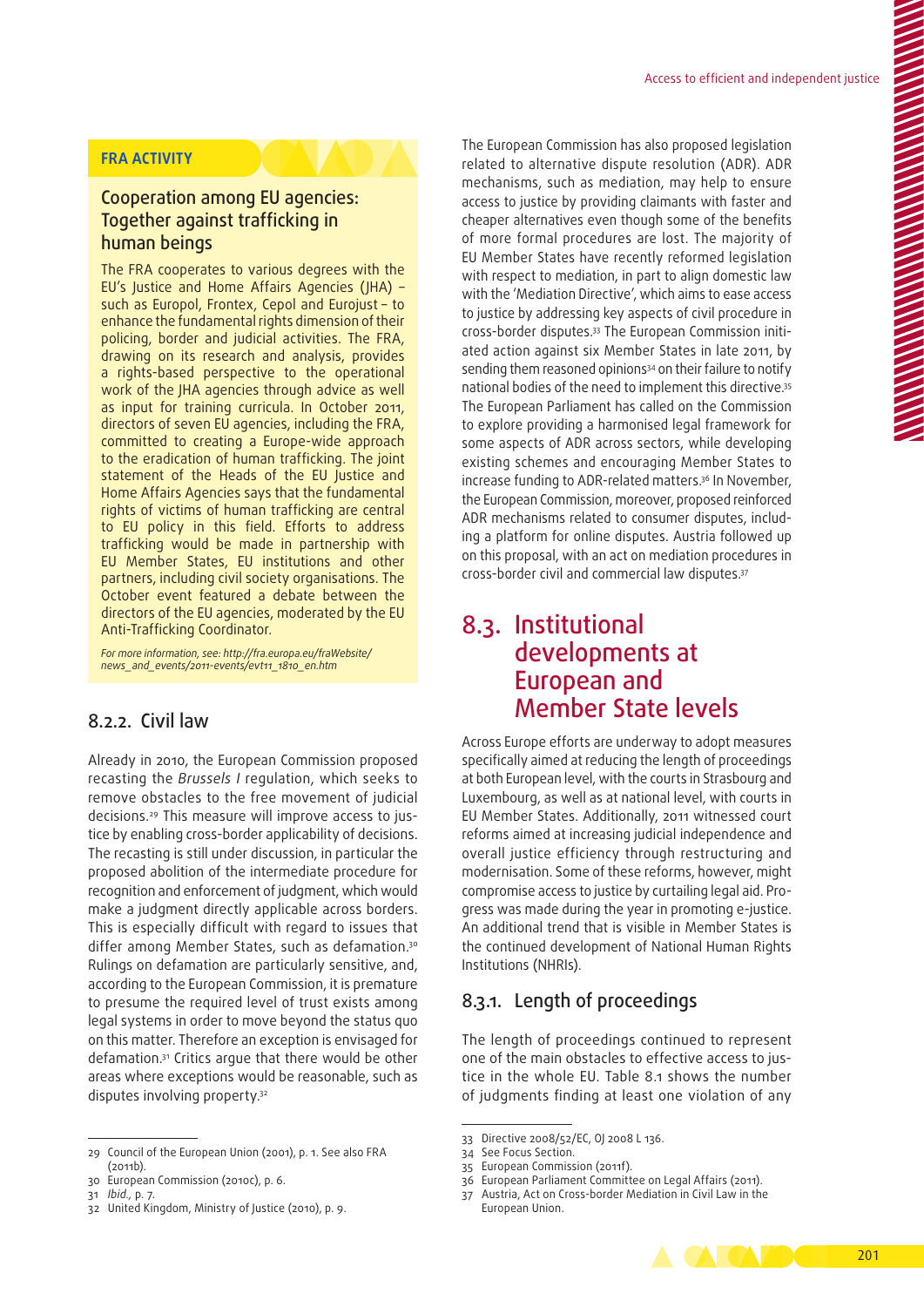**FRA ACTIVITY**

### Cooperation among EU agencies: Together against trafficking in human beings

The FRA cooperates to various degrees with the EU's Justice and Home Affairs Agencies (JHA) – such as Europol, Frontex, Cepol and Eurojust – to enhance the fundamental rights dimension of their policing, border and judicial activities. The FRA, drawing on its research and analysis, provides a rights-based perspective to the operational work of the JHA agencies through advice as well as input for training curricula. In October 2011, directors of seven EU agencies, including the FRA, committed to creating a Europe-wide approach to the eradication of human trafficking. The joint statement of the Heads of the EU Justice and Home Affairs Agencies says that the fundamental rights of victims of human trafficking are central to EU policy in this field. Efforts to address trafficking would be made in partnership with EU Member States, EU institutions and other partners, including civil society organisations. The October event featured a debate between the directors of the EU agencies, moderated by the EU Anti-Trafficking Coordinator.

*For more information, see: http://fra.europa.eu/fraWebsite/news_and_events/2011-events/evt11_1810_en.htm*

## 8.2.2. Civil law

Already in 2010, the European Commission proposed recasting the *Brussels I* regulation, which seeks to remove obstacles to the free movement of judicial decisions.[29] This measure will improve access to justice by enabling cross-border applicability of decisions. The recasting is still under discussion, in particular the proposed abolition of the intermediate procedure for recognition and enforcement of judgment, which would make a judgment directly applicable across borders. This is especially difficult with regard to issues that differ among Member States, such as defamation.[30] Rulings on defamation are particularly sensitive, and, according to the European Commission, it is premature to presume the required level of trust exists among legal systems in order to move beyond the status quo on this matter. Therefore an exception is envisaged for defamation.[31] Critics argue that there would be other areas where exceptions would be reasonable, such as disputes involving property.[32]

The European Commission has also proposed legislation related to alternative dispute resolution (ADR). ADR mechanisms, such as mediation, may help to ensure access to justice by providing claimants with faster and cheaper alternatives even though some of the benefits of more formal procedures are lost. The majority of EU Member States have recently reformed legislation with respect to mediation, in part to align domestic law with the 'Mediation Directive', which aims to ease access to justice by addressing key aspects of civil procedure in cross-border disputes.[33] The European Commission initiated action against six Member States in late 2011, by sending them reasoned opinions[34] on their failure to notify national bodies of the need to implement this directive.[35] The European Parliament has called on the Commission to explore providing a harmonised legal framework for some aspects of ADR across sectors, while developing existing schemes and encouraging Member States to increase funding to ADR-related matters.[36] In November, the European Commission, moreover, proposed reinforced ADR mechanisms related to consumer disputes, including a platform for online disputes. Austria followed up on this proposal, with an act on mediation procedures in cross-border civil and commercial law disputes.[37]

# 8.3. Institutional developments at European and Member State levels

Across Europe efforts are underway to adopt measures specifically aimed at reducing the length of proceedings at both European level, with the courts in Strasbourg and Luxembourg, as well as at national level, with courts in EU Member States. Additionally, 2011 witnessed court reforms aimed at increasing judicial independence and overall justice efficiency through restructuring and modernisation. Some of these reforms, however, might compromise access to justice by curtailing legal aid. Progress was made during the year in promoting e-justice. An additional trend that is visible in Member States is the continued development of National Human Rights Institutions (NHRIs).

## 8.3.1. Length of proceedings

The length of proceedings continued to represent one of the main obstacles to effective access to justice in the whole EU. Table 8.1 shows the number of judgments finding at least one violation of any

---

29 Council of the European Union (2001), p. 1. See also FRA (2011b).
30 European Commission (2010c), p. 6.
31 *Ibid.*, p. 7.
32 United Kingdom, Ministry of Justice (2010), p. 9.
33 Directive 2008/52/EC, OJ 2008 L 136.
34 See Focus Section.
35 European Commission (2011f).
36 European Parliament Committee on Legal Affairs (2011).
37 Austria, Act on Cross-border Mediation in Civil Law in the European Union.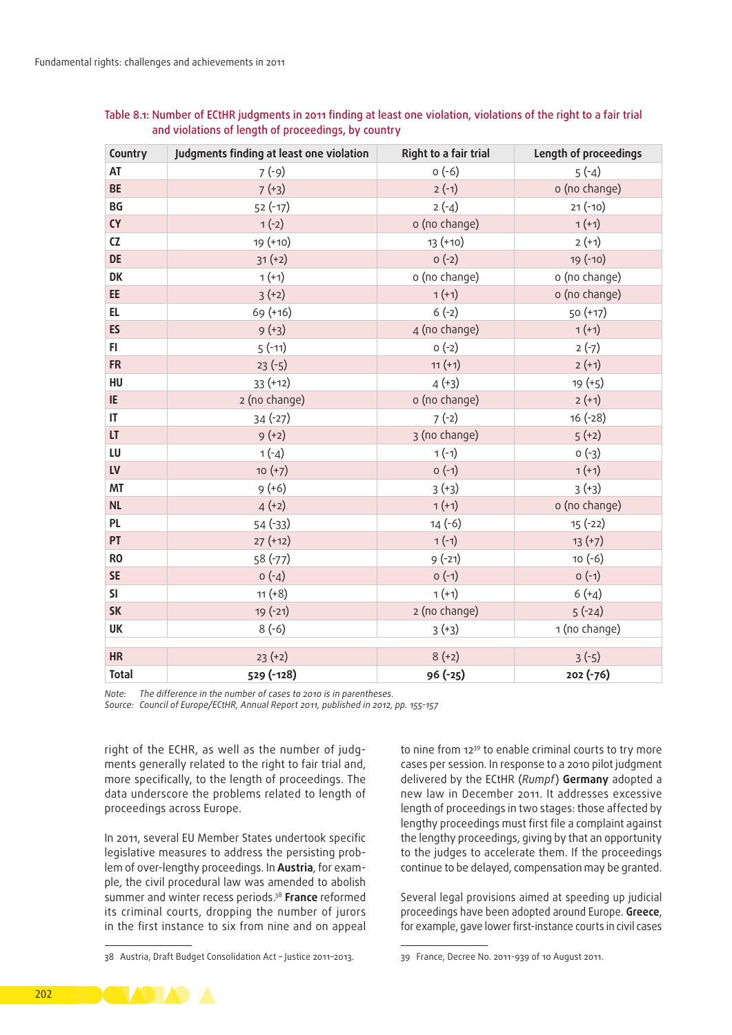Table 8.1: Number of ECtHR judgments in 2011 finding at least one violation, violations of the right to a fair trial and violations of length of proceedings, by country

| Country | Judgments finding at least one violation | Right to a fair trial | Length of proceedings |
|---|---|---|---|
| **AT** | 7 (-9) | 0 (-6) | 5 (-4) |
| **BE** | 7 (+3) | 2 (-1) | 0 (no change) |
| **BG** | 52 (-17) | 2 (-4) | 21 (-10) |
| **CY** | 1 (-2) | 0 (no change) | 1 (+1) |
| **CZ** | 19 (+10) | 13 (+10) | 2 (+1) |
| **DE** | 31 (+2) | 0 (-2) | 19 (-10) |
| **DK** | 1 (+1) | 0 (no change) | 0 (no change) |
| **EE** | 3 (+2) | 1 (+1) | 0 (no change) |
| **EL** | 69 (+16) | 6 (-2) | 50 (+17) |
| **ES** | 9 (+3) | 4 (no change) | 1 (+1) |
| **FI** | 5 (-11) | 0 (-2) | 2 (-7) |
| **FR** | 23 (-5) | 11 (+1) | 2 (+1) |
| **HU** | 33 (+12) | 4 (+3) | 19 (+5) |
| **IE** | 2 (no change) | 0 (no change) | 2 (+1) |
| **IT** | 34 (-27) | 7 (-2) | 16 (-28) |
| **LT** | 9 (+2) | 3 (no change) | 5 (+2) |
| **LU** | 1 (-4) | 1 (-1) | 0 (-3) |
| **LV** | 10 (+7) | 0 (-1) | 1 (+1) |
| **MT** | 9 (+6) | 3 (+3) | 3 (+3) |
| **NL** | 4 (+2) | 1 (+1) | 0 (no change) |
| **PL** | 54 (-33) | 14 (-6) | 15 (-22) |
| **PT** | 27 (+12) | 1 (-1) | 13 (+7) |
| **RO** | 58 (-77) | 9 (-21) | 10 (-6) |
| **SE** | 0 (-4) | 0 (-1) | 0 (-1) |
| **SI** | 11 (+8) | 1 (+1) | 6 (+4) |
| **SK** | 19 (-21) | 2 (no change) | 5 (-24) |
| **UK** | 8 (-6) | 3 (+3) | 1 (no change) |
| | | | |
| **HR** | 23 (+2) | 8 (+2) | 3 (-5) |
| **Total** | **529 (-128)** | **96 (-25)** | **202 (-76)** |

*Note: The difference in the number of cases to 2010 is in parentheses.*
*Source: Council of Europe/ECtHR, Annual Report 2011, published in 2012, pp. 155-157*

right of the ECHR, as well as the number of judgments generally related to the right to fair trial and, more specifically, to the length of proceedings. The data underscore the problems related to length of proceedings across Europe.

In 2011, several EU Member States undertook specific legislative measures to address the persisting problem of over-lengthy proceedings. In **Austria**, for example, the civil procedural law was amended to abolish summer and winter recess periods.[38] **France** reformed its criminal courts, dropping the number of jurors in the first instance to six from nine and on appeal to nine from 12[39] to enable criminal courts to try more cases per session. In response to a 2010 pilot judgment delivered by the ECtHR (*Rumpf*) **Germany** adopted a new law in December 2011. It addresses excessive length of proceedings in two stages: those affected by lengthy proceedings must first file a complaint against the lengthy proceedings, giving by that an opportunity to the judges to accelerate them. If the proceedings continue to be delayed, compensation may be granted.

Several legal provisions aimed at speeding up judicial proceedings have been adopted around Europe. **Greece**, for example, gave lower first-instance courts in civil cases

38 Austria, Draft Budget Consolidation Act – Justice 2011–2013.

39 France, Decree No. 2011-939 of 10 August 2011.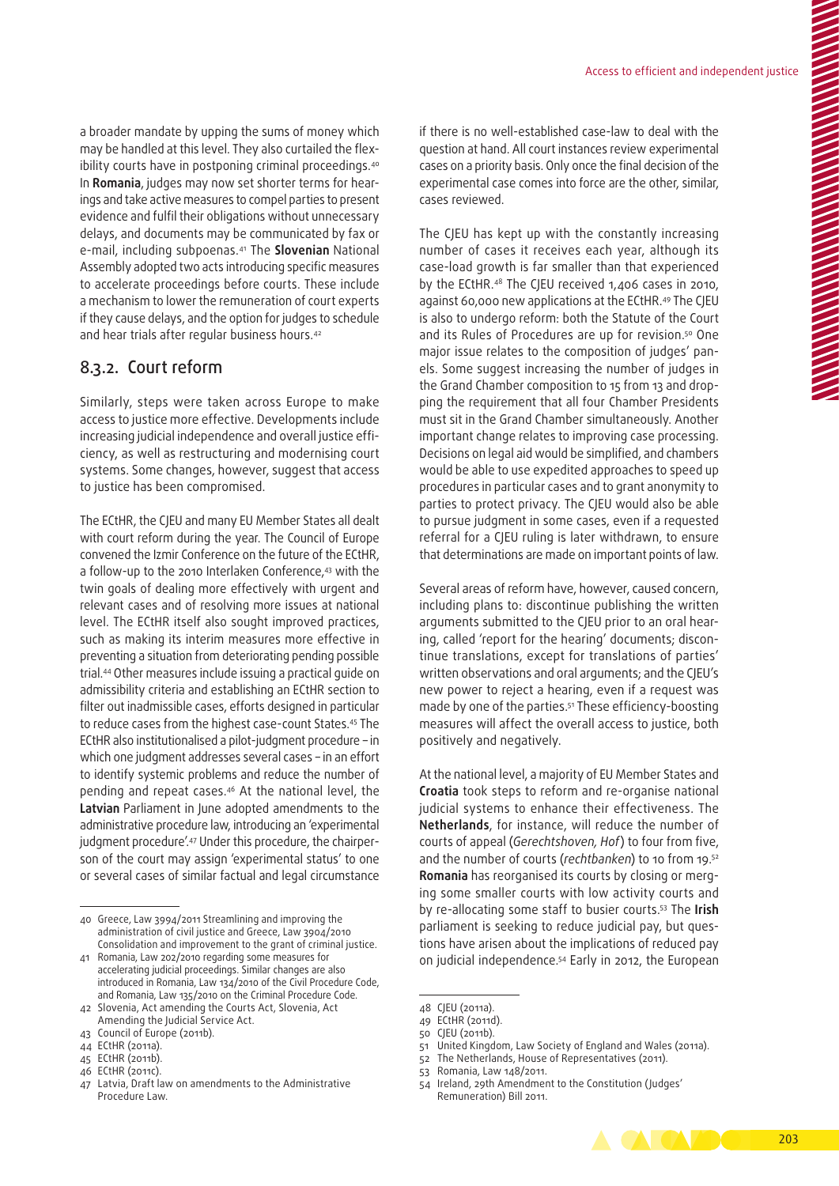a broader mandate by upping the sums of money which may be handled at this level. They also curtailed the flexibility courts have in postponing criminal proceedings.[40] In **Romania**, judges may now set shorter terms for hearings and take active measures to compel parties to present evidence and fulfil their obligations without unnecessary delays, and documents may be communicated by fax or e-mail, including subpoenas.[41] The **Slovenian** National Assembly adopted two acts introducing specific measures to accelerate proceedings before courts. These include a mechanism to lower the remuneration of court experts if they cause delays, and the option for judges to schedule and hear trials after regular business hours.[42]

## 8.3.2. Court reform

Similarly, steps were taken across Europe to make access to justice more effective. Developments include increasing judicial independence and overall justice efficiency, as well as restructuring and modernising court systems. Some changes, however, suggest that access to justice has been compromised.

The ECtHR, the CJEU and many EU Member States all dealt with court reform during the year. The Council of Europe convened the Izmir Conference on the future of the ECtHR, a follow-up to the 2010 Interlaken Conference,[43] with the twin goals of dealing more effectively with urgent and relevant cases and of resolving more issues at national level. The ECtHR itself also sought improved practices, such as making its interim measures more effective in preventing a situation from deteriorating pending possible trial.[44] Other measures include issuing a practical guide on admissibility criteria and establishing an ECtHR section to filter out inadmissible cases, efforts designed in particular to reduce cases from the highest case-count States.[45] The ECtHR also institutionalised a pilot-judgment procedure – in which one judgment addresses several cases – in an effort to identify systemic problems and reduce the number of pending and repeat cases.[46] At the national level, the **Latvian** Parliament in June adopted amendments to the administrative procedure law, introducing an 'experimental judgment procedure'.[47] Under this procedure, the chairperson of the court may assign 'experimental status' to one or several cases of similar factual and legal circumstance if there is no well-established case-law to deal with the question at hand. All court instances review experimental cases on a priority basis. Only once the final decision of the experimental case comes into force are the other, similar, cases reviewed.

The CJEU has kept up with the constantly increasing number of cases it receives each year, although its case-load growth is far smaller than that experienced by the ECtHR.[48] The CJEU received 1,406 cases in 2010, against 60,000 new applications at the ECtHR.[49] The CJEU is also to undergo reform: both the Statute of the Court and its Rules of Procedures are up for revision.[50] One major issue relates to the composition of judges' panels. Some suggest increasing the number of judges in the Grand Chamber composition to 15 from 13 and dropping the requirement that all four Chamber Presidents must sit in the Grand Chamber simultaneously. Another important change relates to improving case processing. Decisions on legal aid would be simplified, and chambers would be able to use expedited approaches to speed up procedures in particular cases and to grant anonymity to parties to protect privacy. The CJEU would also be able to pursue judgment in some cases, even if a requested referral for a CJEU ruling is later withdrawn, to ensure that determinations are made on important points of law.

Several areas of reform have, however, caused concern, including plans to: discontinue publishing the written arguments submitted to the CJEU prior to an oral hearing, called 'report for the hearing' documents; discontinue translations, except for translations of parties' written observations and oral arguments; and the CJEU's new power to reject a hearing, even if a request was made by one of the parties.[51] These efficiency-boosting measures will affect the overall access to justice, both positively and negatively.

At the national level, a majority of EU Member States and **Croatia** took steps to reform and re-organise national judicial systems to enhance their effectiveness. The **Netherlands**, for instance, will reduce the number of courts of appeal (*Gerechtshoven, Hof*) to four from five, and the number of courts (*rechtbanken*) to 10 from 19.[52] **Romania** has reorganised its courts by closing or merging some smaller courts with low activity courts and by re-allocating some staff to busier courts.[53] The **Irish** parliament is seeking to reduce judicial pay, but questions have arisen about the implications of reduced pay on judicial independence.[54] Early in 2012, the European

---

40 Greece, Law 3994/2011 Streamlining and improving the administration of civil justice and Greece, Law 3904/2010 Consolidation and improvement to the grant of criminal justice.

41 Romania, Law 202/2010 regarding some measures for accelerating judicial proceedings. Similar changes are also introduced in Romania, Law 134/2010 of the Civil Procedure Code, and Romania, Law 135/2010 on the Criminal Procedure Code.

42 Slovenia, Act amending the Courts Act, Slovenia, Act Amending the Judicial Service Act.

43 Council of Europe (2011b).

44 ECtHR (2011a).

45 ECtHR (2011b).

46 ECtHR (2011c).

47 Latvia, Draft law on amendments to the Administrative Procedure Law.

48 CJEU (2011a).

49 ECtHR (2011d).

50 CJEU (2011b).

51 United Kingdom, Law Society of England and Wales (2011a).

52 The Netherlands, House of Representatives (2011).

53 Romania, Law 148/2011.

54 Ireland, 29th Amendment to the Constitution (Judges' Remuneration) Bill 2011.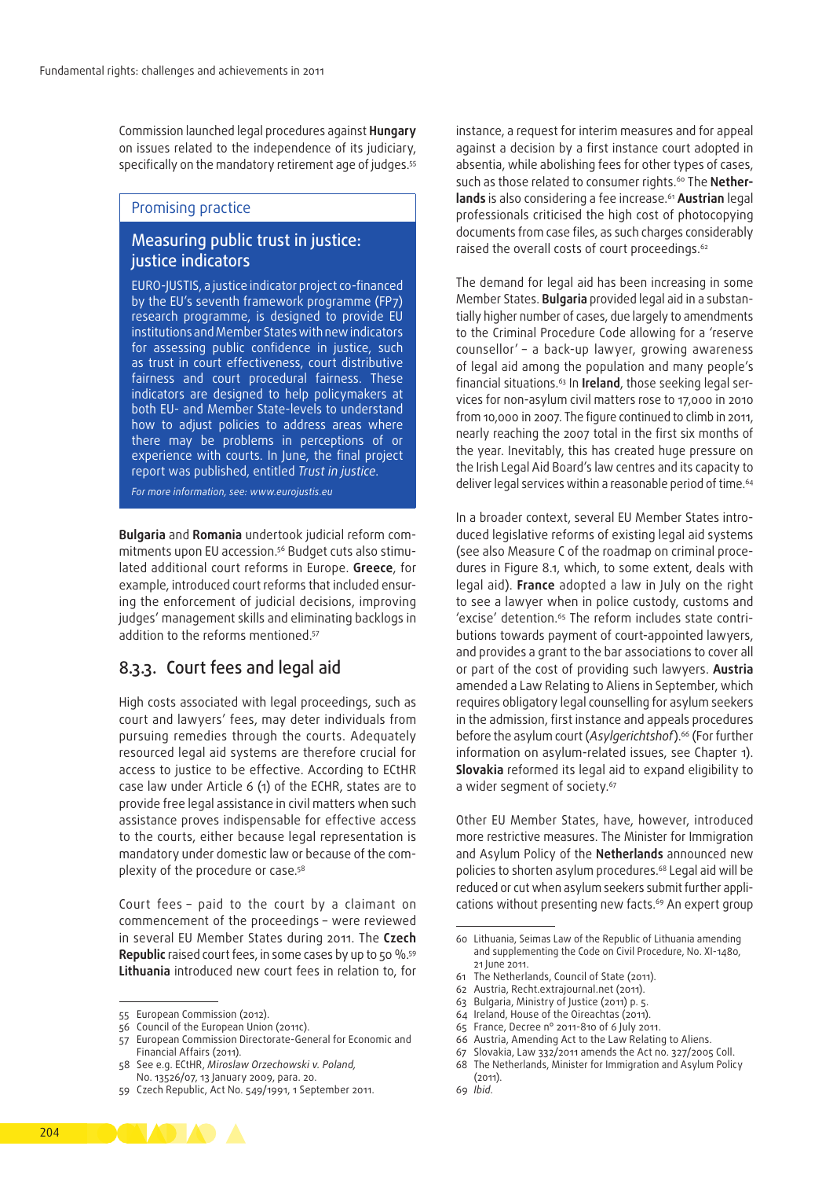Commission launched legal procedures against **Hungary** on issues related to the independence of its judiciary, specifically on the mandatory retirement age of judges.[55]

> Promising practice
>
> ### Measuring public trust in justice: justice indicators
>
> EURO-JUSTIS, a justice indicator project co-financed by the EU's seventh framework programme (FP7) research programme, is designed to provide EU institutions and Member States with new indicators for assessing public confidence in justice, such as trust in court effectiveness, court distributive fairness and court procedural fairness. These indicators are designed to help policymakers at both EU- and Member State-levels to understand how to adjust policies to address areas where there may be problems in perceptions of or experience with courts. In June, the final project report was published, entitled *Trust in justice*.
>
> *For more information, see: www.eurojustis.eu*

**Bulgaria** and **Romania** undertook judicial reform commitments upon EU accession.[56] Budget cuts also stimulated additional court reforms in Europe. **Greece**, for example, introduced court reforms that included ensuring the enforcement of judicial decisions, improving judges' management skills and eliminating backlogs in addition to the reforms mentioned.[57]

## 8.3.3. Court fees and legal aid

High costs associated with legal proceedings, such as court and lawyers' fees, may deter individuals from pursuing remedies through the courts. Adequately resourced legal aid systems are therefore crucial for access to justice to be effective. According to ECtHR case law under Article 6 (1) of the ECHR, states are to provide free legal assistance in civil matters when such assistance proves indispensable for effective access to the courts, either because legal representation is mandatory under domestic law or because of the complexity of the procedure or case.[58]

Court fees – paid to the court by a claimant on commencement of the proceedings – were reviewed in several EU Member States during 2011. The **Czech Republic** raised court fees, in some cases by up to 50 %.[59] **Lithuania** introduced new court fees in relation to, for instance, a request for interim measures and for appeal against a decision by a first instance court adopted in absentia, while abolishing fees for other types of cases, such as those related to consumer rights.[60] The **Netherlands** is also considering a fee increase.[61] **Austrian** legal professionals criticised the high cost of photocopying documents from case files, as such charges considerably raised the overall costs of court proceedings.[62]

The demand for legal aid has been increasing in some Member States. **Bulgaria** provided legal aid in a substantially higher number of cases, due largely to amendments to the Criminal Procedure Code allowing for a 'reserve counsellor' – a back-up lawyer, growing awareness of legal aid among the population and many people's financial situations.[63] In **Ireland**, those seeking legal services for non-asylum civil matters rose to 17,000 in 2010 from 10,000 in 2007. The figure continued to climb in 2011, nearly reaching the 2007 total in the first six months of the year. Inevitably, this has created huge pressure on the Irish Legal Aid Board's law centres and its capacity to deliver legal services within a reasonable period of time.[64]

In a broader context, several EU Member States introduced legislative reforms of existing legal aid systems (see also Measure C of the roadmap on criminal procedures in Figure 8.1, which, to some extent, deals with legal aid). **France** adopted a law in July on the right to see a lawyer when in police custody, customs and 'excise' detention.[65] The reform includes state contributions towards payment of court-appointed lawyers, and provides a grant to the bar associations to cover all or part of the cost of providing such lawyers. **Austria** amended a Law Relating to Aliens in September, which requires obligatory legal counselling for asylum seekers in the admission, first instance and appeals procedures before the asylum court (*Asylgerichtshof*).[66] (For further information on asylum-related issues, see Chapter 1). **Slovakia** reformed its legal aid to expand eligibility to a wider segment of society.[67]

Other EU Member States, have, however, introduced more restrictive measures. The Minister for Immigration and Asylum Policy of the **Netherlands** announced new policies to shorten asylum procedures.[68] Legal aid will be reduced or cut when asylum seekers submit further applications without presenting new facts.[69] An expert group

---

55 European Commission (2012).
56 Council of the European Union (2011c).
57 European Commission Directorate-General for Economic and Financial Affairs (2011).
58 See e.g. ECtHR, *Miroslaw Orzechowski v. Poland,* No. 13526/07, 13 January 2009, para. 20.
59 Czech Republic, Act No. 549/1991, 1 September 2011.
60 Lithuania, Seimas Law of the Republic of Lithuania amending and supplementing the Code on Civil Procedure, No. XI-1480, 21 June 2011.
61 The Netherlands, Council of State (2011).
62 Austria, Recht.extrajournal.net (2011).
63 Bulgaria, Ministry of Justice (2011) p. 5.
64 Ireland, House of the Oireachtas (2011).
65 France, Decree n° 2011-810 of 6 July 2011.
66 Austria, Amending Act to the Law Relating to Aliens.
67 Slovakia, Law 332/2011 amends the Act no. 327/2005 Coll.
68 The Netherlands, Minister for Immigration and Asylum Policy (2011).
69 *Ibid.*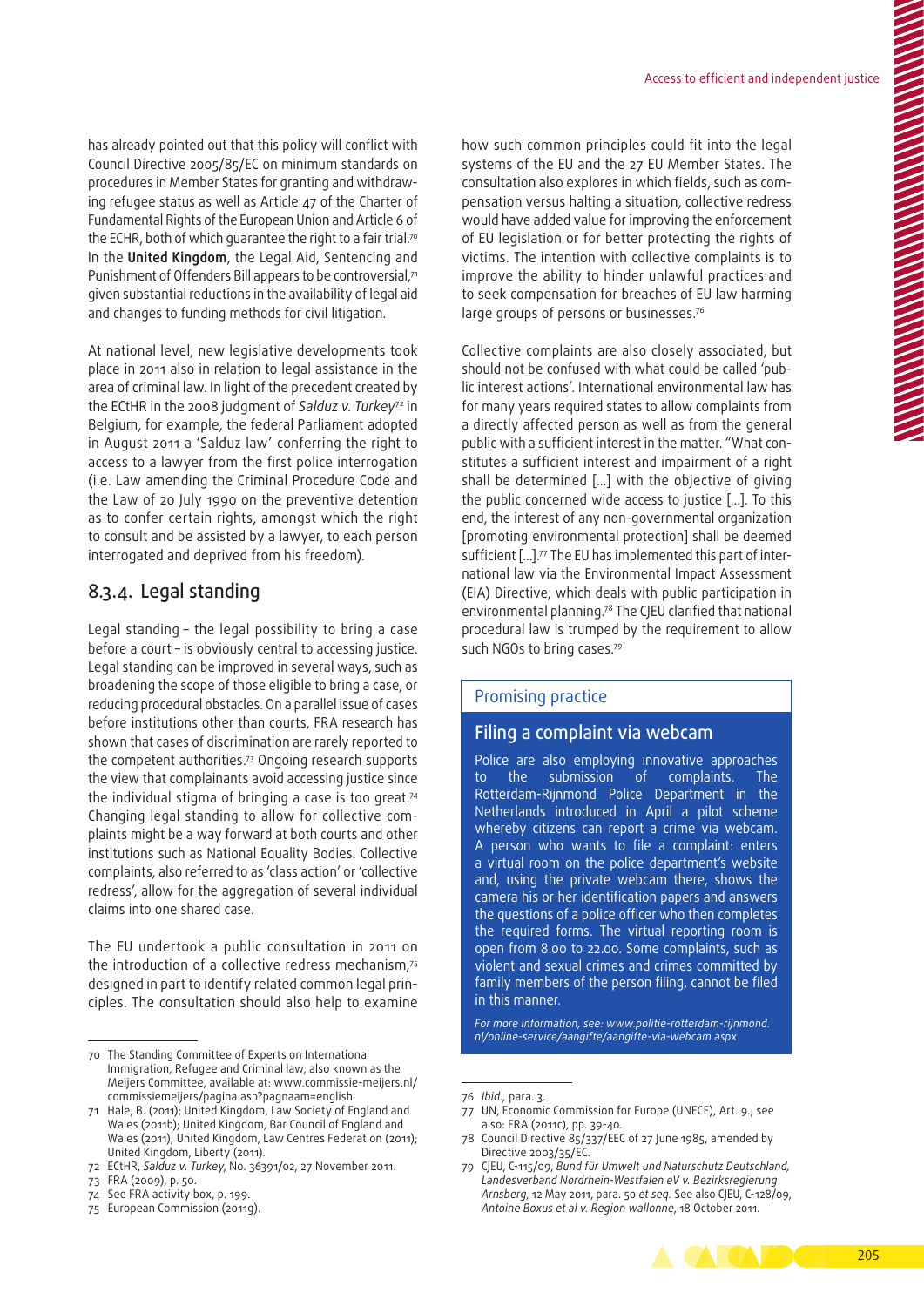has already pointed out that this policy will conflict with Council Directive 2005/85/EC on minimum standards on procedures in Member States for granting and withdrawing refugee status as well as Article 47 of the Charter of Fundamental Rights of the European Union and Article 6 of the ECHR, both of which guarantee the right to a fair trial.[70] In the **United Kingdom**, the Legal Aid, Sentencing and Punishment of Offenders Bill appears to be controversial,[71] given substantial reductions in the availability of legal aid and changes to funding methods for civil litigation.

At national level, new legislative developments took place in 2011 also in relation to legal assistance in the area of criminal law. In light of the precedent created by the ECtHR in the 2008 judgment of *Salduz v. Turkey*[72] in Belgium, for example, the federal Parliament adopted in August 2011 a 'Salduz law' conferring the right to access to a lawyer from the first police interrogation (i.e. Law amending the Criminal Procedure Code and the Law of 20 July 1990 on the preventive detention as to confer certain rights, amongst which the right to consult and be assisted by a lawyer, to each person interrogated and deprived from his freedom).

### 8.3.4. Legal standing

Legal standing – the legal possibility to bring a case before a court – is obviously central to accessing justice. Legal standing can be improved in several ways, such as broadening the scope of those eligible to bring a case, or reducing procedural obstacles. On a parallel issue of cases before institutions other than courts, FRA research has shown that cases of discrimination are rarely reported to the competent authorities.[73] Ongoing research supports the view that complainants avoid accessing justice since the individual stigma of bringing a case is too great.[74] Changing legal standing to allow for collective complaints might be a way forward at both courts and other institutions such as National Equality Bodies. Collective complaints, also referred to as 'class action' or 'collective redress', allow for the aggregation of several individual claims into one shared case.

The EU undertook a public consultation in 2011 on the introduction of a collective redress mechanism,[75] designed in part to identify related common legal principles. The consultation should also help to examine how such common principles could fit into the legal systems of the EU and the 27 EU Member States. The consultation also explores in which fields, such as compensation versus halting a situation, collective redress would have added value for improving the enforcement of EU legislation or for better protecting the rights of victims. The intention with collective complaints is to improve the ability to hinder unlawful practices and to seek compensation for breaches of EU law harming large groups of persons or businesses.[76]

Collective complaints are also closely associated, but should not be confused with what could be called 'public interest actions'. International environmental law has for many years required states to allow complaints from a directly affected person as well as from the general public with a sufficient interest in the matter. "What constitutes a sufficient interest and impairment of a right shall be determined [...] with the objective of giving the public concerned wide access to justice [...]. To this end, the interest of any non-governmental organization [promoting environmental protection] shall be deemed sufficient [...].[77] The EU has implemented this part of international law via the Environmental Impact Assessment (EIA) Directive, which deals with public participation in environmental planning.[78] The CJEU clarified that national procedural law is trumped by the requirement to allow such NGOs to bring cases.[79]

> Promising practice
>
> **Filing a complaint via webcam**
>
> Police are also employing innovative approaches to the submission of complaints. The Rotterdam-Rijnmond Police Department in the Netherlands introduced in April a pilot scheme whereby citizens can report a crime via webcam. A person who wants to file a complaint: enters a virtual room on the police department's website and, using the private webcam there, shows the camera his or her identification papers and answers the questions of a police officer who then completes the required forms. The virtual reporting room is open from 8.00 to 22.00. Some complaints, such as violent and sexual crimes and crimes committed by family members of the person filing, cannot be filed in this manner.
>
> *For more information, see: www.politie-rotterdam-rijnmond.nl/online-service/aangifte/aangifte-via-webcam.aspx*

---

70 The Standing Committee of Experts on International Immigration, Refugee and Criminal law, also known as the Meijers Committee, available at: www.commissie-meijers.nl/commissiemeijers/pagina.asp?pagnaam=english.
71 Hale, B. (2011); United Kingdom, Law Society of England and Wales (2011b); United Kingdom, Bar Council of England and Wales (2011); United Kingdom, Law Centres Federation (2011); United Kingdom, Liberty (2011).
72 ECtHR, *Salduz v. Turkey*, No. 36391/02, 27 November 2011.
73 FRA (2009), p. 50.
74 See FRA activity box, p. 199.
75 European Commission (2011g).
76 *Ibid.*, para. 3.
77 UN, Economic Commission for Europe (UNECE), Art. 9.; see also: FRA (2011c), pp. 39-40.
78 Council Directive 85/337/EEC of 27 June 1985, amended by Directive 2003/35/EC.
79 CJEU, C-115/09, *Bund für Umwelt und Naturschutz Deutschland, Landesverband Nordrhein-Westfalen eV v. Bezirksregierung Arnsberg*, 12 May 2011, para. 50 *et seq.* See also CJEU, C-128/09, *Antoine Boxus et al v. Region wallonne*, 18 October 2011.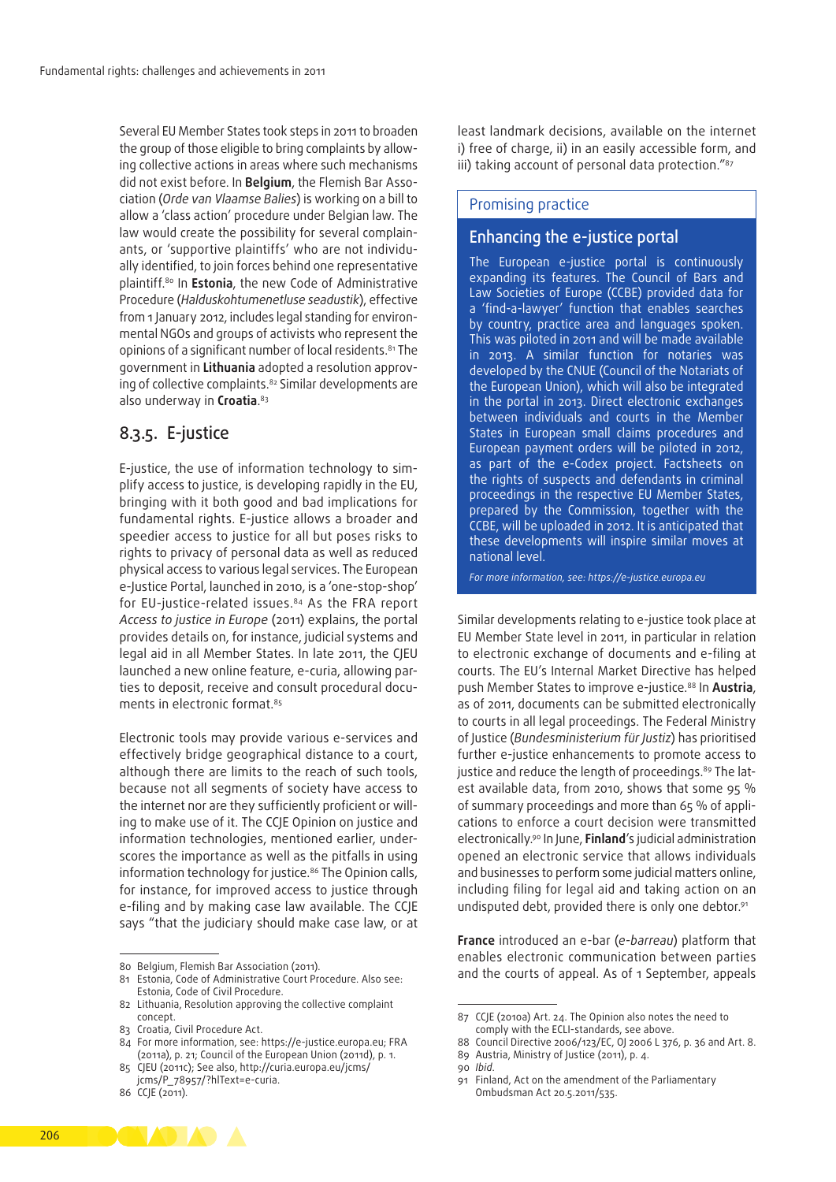Several EU Member States took steps in 2011 to broaden the group of those eligible to bring complaints by allowing collective actions in areas where such mechanisms did not exist before. In **Belgium**, the Flemish Bar Association (*Orde van Vlaamse Balies*) is working on a bill to allow a 'class action' procedure under Belgian law. The law would create the possibility for several complainants, or 'supportive plaintiffs' who are not individually identified, to join forces behind one representative plaintiff.[80] In **Estonia**, the new Code of Administrative Procedure (*Halduskohtumenetluse seadustik*), effective from 1 January 2012, includes legal standing for environmental NGOs and groups of activists who represent the opinions of a significant number of local residents.[81] The government in **Lithuania** adopted a resolution approving of collective complaints.[82] Similar developments are also underway in **Croatia**.[83]

### 8.3.5. E-justice

E-justice, the use of information technology to simplify access to justice, is developing rapidly in the EU, bringing with it both good and bad implications for fundamental rights. E-justice allows a broader and speedier access to justice for all but poses risks to rights to privacy of personal data as well as reduced physical access to various legal services. The European e-Justice Portal, launched in 2010, is a 'one-stop-shop' for EU-justice-related issues.[84] As the FRA report *Access to justice in Europe* (2011) explains, the portal provides details on, for instance, judicial systems and legal aid in all Member States. In late 2011, the CJEU launched a new online feature, e-curia, allowing parties to deposit, receive and consult procedural documents in electronic format.[85]

Electronic tools may provide various e-services and effectively bridge geographical distance to a court, although there are limits to the reach of such tools, because not all segments of society have access to the internet nor are they sufficiently proficient or willing to make use of it. The CCJE Opinion on justice and information technologies, mentioned earlier, underscores the importance as well as the pitfalls in using information technology for justice.[86] The Opinion calls, for instance, for improved access to justice through e-filing and by making case law available. The CCJE says "that the judiciary should make case law, or at least landmark decisions, available on the internet i) free of charge, ii) in an easily accessible form, and iii) taking account of personal data protection."[87]

> Promising practice
>
> **Enhancing the e-justice portal**
>
> The European e-justice portal is continuously expanding its features. The Council of Bars and Law Societies of Europe (CCBE) provided data for a 'find-a-lawyer' function that enables searches by country, practice area and languages spoken. This was piloted in 2011 and will be made available in 2013. A similar function for notaries was developed by the CNUE (Council of the Notariats of the European Union), which will also be integrated in the portal in 2013. Direct electronic exchanges between individuals and courts in the Member States in European small claims procedures and European payment orders will be piloted in 2012, as part of the e-Codex project. Factsheets on the rights of suspects and defendants in criminal proceedings in the respective EU Member States, prepared by the Commission, together with the CCBE, will be uploaded in 2012. It is anticipated that these developments will inspire similar moves at national level.
>
> *For more information, see: https://e-justice.europa.eu*

Similar developments relating to e-justice took place at EU Member State level in 2011, in particular in relation to electronic exchange of documents and e-filing at courts. The EU's Internal Market Directive has helped push Member States to improve e-justice.[88] In **Austria**, as of 2011, documents can be submitted electronically to courts in all legal proceedings. The Federal Ministry of Justice (*Bundesministerium für Justiz*) has prioritised further e-justice enhancements to promote access to justice and reduce the length of proceedings.[89] The latest available data, from 2010, shows that some 95 % of summary proceedings and more than 65 % of applications to enforce a court decision were transmitted electronically.[90] In June, **Finland**'s judicial administration opened an electronic service that allows individuals and businesses to perform some judicial matters online, including filing for legal aid and taking action on an undisputed debt, provided there is only one debtor.[91]

**France** introduced an e-bar (*e-barreau*) platform that enables electronic communication between parties and the courts of appeal. As of 1 September, appeals

---

80 Belgium, Flemish Bar Association (2011).
81 Estonia, Code of Administrative Court Procedure. Also see: Estonia, Code of Civil Procedure.
82 Lithuania, Resolution approving the collective complaint concept.
83 Croatia, Civil Procedure Act.
84 For more information, see: https://e-justice.europa.eu; FRA (2011a), p. 21; Council of the European Union (2011d), p. 1.
85 CJEU (2011c); See also, http://curia.europa.eu/jcms/jcms/P_78957/?hlText=e-curia.
86 CCJE (2011).
87 CCJE (2010a) Art. 24. The Opinion also notes the need to comply with the ECLI-standards, see above.
88 Council Directive 2006/123/EC, OJ 2006 L 376, p. 36 and Art. 8.
89 Austria, Ministry of Justice (2011), p. 4.
90 *Ibid.*
91 Finland, Act on the amendment of the Parliamentary Ombudsman Act 20.5.2011/535.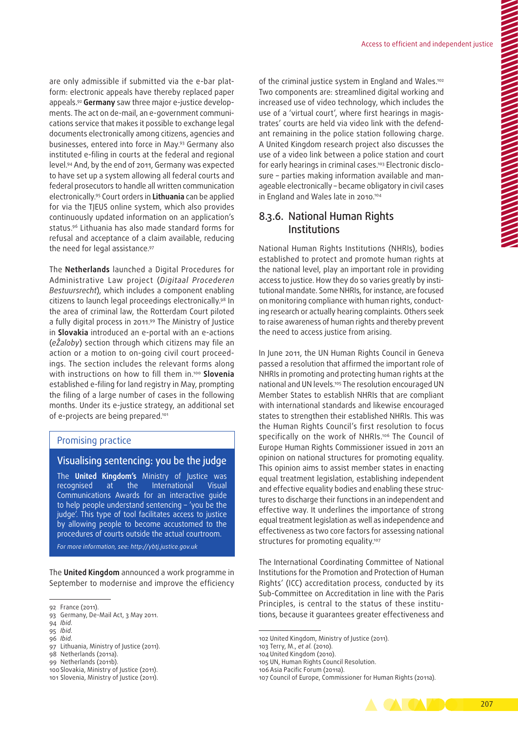are only admissible if submitted via the e-bar platform: electronic appeals have thereby replaced paper appeals.[92] **Germany** saw three major e-justice developments. The act on de-mail, an e-government communications service that makes it possible to exchange legal documents electronically among citizens, agencies and businesses, entered into force in May.[93] Germany also instituted e-filing in courts at the federal and regional level.[94] And, by the end of 2011, Germany was expected to have set up a system allowing all federal courts and federal prosecutors to handle all written communication electronically.[95] Court orders in **Lithuania** can be applied for via the TĮEUS online system, which also provides continuously updated information on an application's status.[96] Lithuania has also made standard forms for refusal and acceptance of a claim available, reducing the need for legal assistance.[97]

The **Netherlands** launched a Digital Procedures for Administrative Law project (*Digitaal Procederen Bestuursrecht*), which includes a component enabling citizens to launch legal proceedings electronically.[98] In the area of criminal law, the Rotterdam Court piloted a fully digital process in 2011.[99] The Ministry of Justice in **Slovakia** introduced an e-portal with an e-actions (*eŽaloby*) section through which citizens may file an action or a motion to on-going civil court proceedings. The section includes the relevant forms along with instructions on how to fill them in.[100] **Slovenia** established e-filing for land registry in May, prompting the filing of a large number of cases in the following months. Under its e-justice strategy, an additional set of e-projects are being prepared.[101]

> Promising practice
>
> **Visualising sentencing: you be the judge**
>
> The **United Kingdom's** Ministry of Justice was recognised at the International Visual Communications Awards for an interactive guide to help people understand sentencing – 'you be the judge'. This type of tool facilitates access to justice by allowing people to become accustomed to the procedures of courts outside the actual courtroom.
>
> *For more information, see: http://ybtj.justice.gov.uk*

The **United Kingdom** announced a work programme in September to modernise and improve the efficiency of the criminal justice system in England and Wales.[102] Two components are: streamlined digital working and increased use of video technology, which includes the use of a 'virtual court', where first hearings in magistrates' courts are held via video link with the defendant remaining in the police station following charge. A United Kingdom research project also discusses the use of a video link between a police station and court for early hearings in criminal cases.[103] Electronic disclosure – parties making information available and manageable electronically – became obligatory in civil cases in England and Wales late in 2010.[104]

### 8.3.6. National Human Rights Institutions

National Human Rights Institutions (NHRIs), bodies established to protect and promote human rights at the national level, play an important role in providing access to justice. How they do so varies greatly by institutional mandate. Some NHRIs, for instance, are focused on monitoring compliance with human rights, conducting research or actually hearing complaints. Others seek to raise awareness of human rights and thereby prevent the need to access justice from arising.

In June 2011, the UN Human Rights Council in Geneva passed a resolution that affirmed the important role of NHRIs in promoting and protecting human rights at the national and UN levels.[105] The resolution encouraged UN Member States to establish NHRIs that are compliant with international standards and likewise encouraged states to strengthen their established NHRIs. This was the Human Rights Council's first resolution to focus specifically on the work of NHRIs.[106] The Council of Europe Human Rights Commissioner issued in 2011 an opinion on national structures for promoting equality. This opinion aims to assist member states in enacting equal treatment legislation, establishing independent and effective equality bodies and enabling these structures to discharge their functions in an independent and effective way. It underlines the importance of strong equal treatment legislation as well as independence and effectiveness as two core factors for assessing national structures for promoting equality.[107]

The International Coordinating Committee of National Institutions for the Promotion and Protection of Human Rights' (ICC) accreditation process, conducted by its Sub-Committee on Accreditation in line with the Paris Principles, is central to the status of these institutions, because it guarantees greater effectiveness and

---

92 France (2011).
93 Germany, De-Mail Act, 3 May 2011.
94 *Ibid.*
95 *Ibid.*
96 *Ibid.*
97 Lithuania, Ministry of Justice (2011).
98 Netherlands (2011a).
99 Netherlands (2011b).
100 Slovakia, Ministry of Justice (2011).
101 Slovenia, Ministry of Justice (2011).
102 United Kingdom, Ministry of Justice (2011).
103 Terry, M., *et al.* (2010).
104 United Kingdom (2010).
105 UN, Human Rights Council Resolution.
106 Asia Pacific Forum (2011a).
107 Council of Europe, Commissioner for Human Rights (2011a).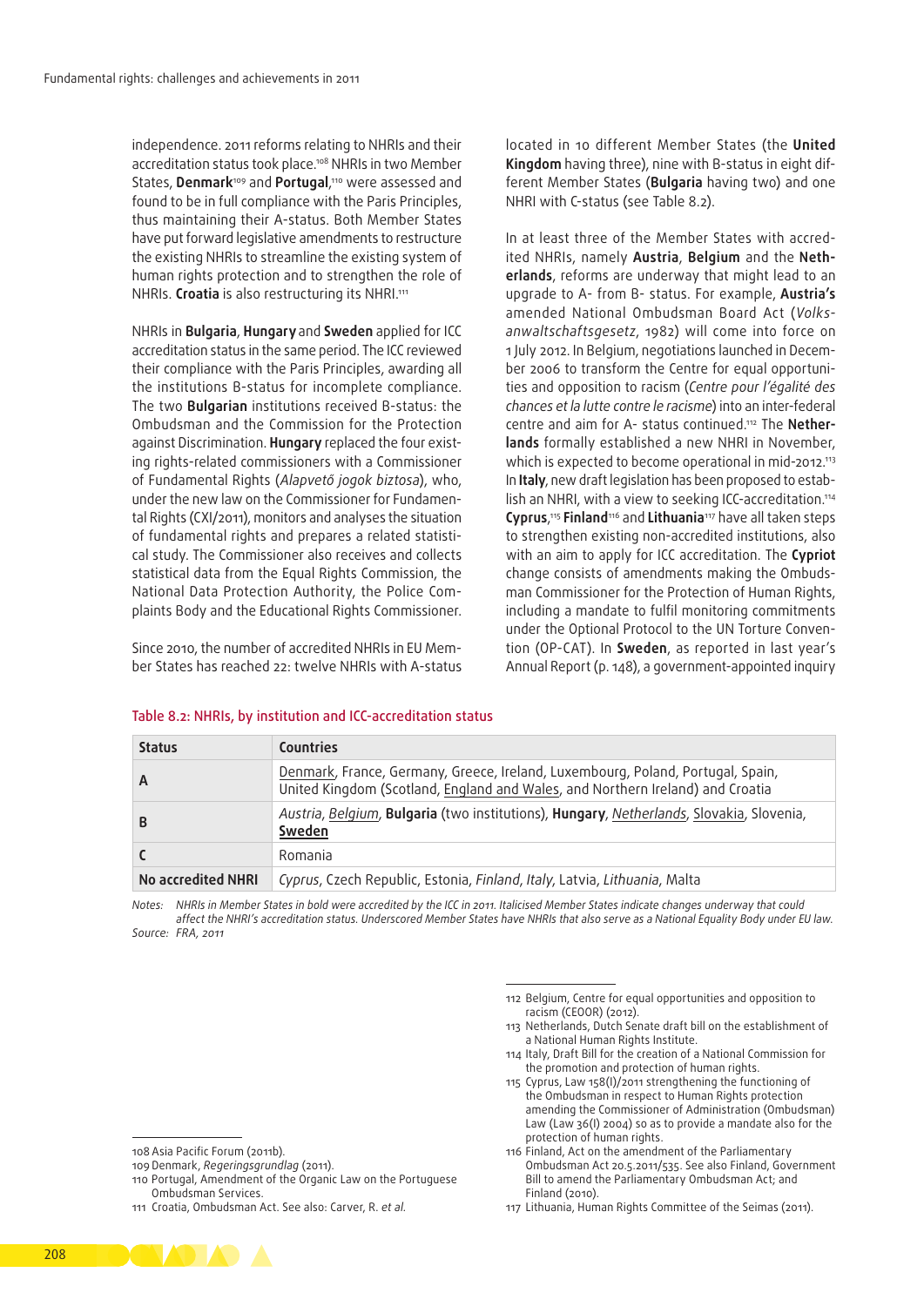independence. 2011 reforms relating to NHRIs and their accreditation status took place.[108] NHRIs in two Member States, **Denmark**[109] and **Portugal**,[110] were assessed and found to be in full compliance with the Paris Principles, thus maintaining their A-status. Both Member States have put forward legislative amendments to restructure the existing NHRIs to streamline the existing system of human rights protection and to strengthen the role of NHRIs. **Croatia** is also restructuring its NHRI.[111]

NHRIs in **Bulgaria**, **Hungary** and **Sweden** applied for ICC accreditation status in the same period. The ICC reviewed their compliance with the Paris Principles, awarding all the institutions B-status for incomplete compliance. The two **Bulgarian** institutions received B-status: the Ombudsman and the Commission for the Protection against Discrimination. **Hungary** replaced the four existing rights-related commissioners with a Commissioner of Fundamental Rights (*Alapvető jogok biztosa*), who, under the new law on the Commissioner for Fundamental Rights (CXI/2011), monitors and analyses the situation of fundamental rights and prepares a related statistical study. The Commissioner also receives and collects statistical data from the Equal Rights Commission, the National Data Protection Authority, the Police Complaints Body and the Educational Rights Commissioner.

Since 2010, the number of accredited NHRIs in EU Member States has reached 22: twelve NHRIs with A-status located in 10 different Member States (the **United Kingdom** having three), nine with B-status in eight different Member States (**Bulgaria** having two) and one NHRI with C-status (see Table 8.2).

In at least three of the Member States with accredited NHRIs, namely **Austria**, **Belgium** and the **Netherlands**, reforms are underway that might lead to an upgrade to A- from B- status. For example, **Austria's** amended National Ombudsman Board Act (*Volksanwaltschaftsgesetz*, 1982) will come into force on 1 July 2012. In Belgium, negotiations launched in December 2006 to transform the Centre for equal opportunities and opposition to racism (*Centre pour l'égalité des chances et la lutte contre le racisme*) into an inter-federal centre and aim for A- status continued.[112] The **Netherlands** formally established a new NHRI in November, which is expected to become operational in mid-2012.[113] In **Italy**, new draft legislation has been proposed to establish an NHRI, with a view to seeking ICC-accreditation.[114] **Cyprus**,[115] **Finland**[116] and **Lithuania**[117] have all taken steps to strengthen existing non-accredited institutions, also with an aim to apply for ICC accreditation. The **Cypriot** change consists of amendments making the Ombudsman Commissioner for the Protection of Human Rights, including a mandate to fulfil monitoring commitments under the Optional Protocol to the UN Torture Convention (OP-CAT). In **Sweden**, as reported in last year's Annual Report (p. 148), a government-appointed inquiry

Table 8.2: NHRIs, by institution and ICC-accreditation status

| Status | Countries |
|---|---|
| A | <u>Denmark</u>, France, Germany, Greece, Ireland, Luxembourg, Poland, Portugal, Spain, United Kingdom (Scotland, <u>England and Wales</u>, and Northern Ireland) and Croatia |
| B | *Austria*, *<u>Belgium</u>*, **Bulgaria** (two institutions), **Hungary**, *<u>Netherlands</u>*, <u>Slovakia</u>, Slovenia, **<u>Sweden</u>** |
| C | Romania |
| No accredited NHRI | *Cyprus*, Czech Republic, Estonia, *Finland*, *Italy*, Latvia, *Lithuania*, Malta |

*Notes: NHRIs in Member States in bold were accredited by the ICC in 2011. Italicised Member States indicate changes underway that could affect the NHRI's accreditation status. Underscored Member States have NHRIs that also serve as a National Equality Body under EU law.*
*Source: FRA, 2011*

---

108 Asia Pacific Forum (2011b).
109 Denmark, *Regeringsgrundlag* (2011).
110 Portugal, Amendment of the Organic Law on the Portuguese Ombudsman Services.
111 Croatia, Ombudsman Act. See also: Carver, R. *et al.*
112 Belgium, Centre for equal opportunities and opposition to racism (CEOOR) (2012).
113 Netherlands, Dutch Senate draft bill on the establishment of a National Human Rights Institute.
114 Italy, Draft Bill for the creation of a National Commission for the promotion and protection of human rights.
115 Cyprus, Law 158(I)/2011 strengthening the functioning of the Ombudsman in respect to Human Rights protection amending the Commissioner of Administration (Ombudsman) Law (Law 36(I) 2004) so as to provide a mandate also for the protection of human rights.
116 Finland, Act on the amendment of the Parliamentary Ombudsman Act 20.5.2011/535. See also Finland, Government Bill to amend the Parliamentary Ombudsman Act; and Finland (2010).
117 Lithuania, Human Rights Committee of the Seimas (2011).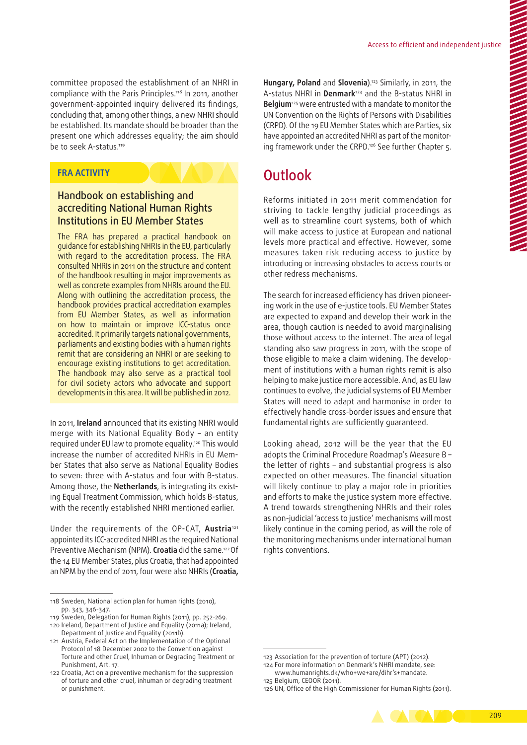committee proposed the establishment of an NHRI in compliance with the Paris Principles.[118] In 2011, another government-appointed inquiry delivered its findings, concluding that, among other things, a new NHRI should be established. Its mandate should be broader than the present one which addresses equality; the aim should be to seek A-status.[119]

**FRA ACTIVITY**

### Handbook on establishing and accrediting National Human Rights Institutions in EU Member States

The FRA has prepared a practical handbook on guidance for establishing NHRIs in the EU, particularly with regard to the accreditation process. The FRA consulted NHRIs in 2011 on the structure and content of the handbook resulting in major improvements as well as concrete examples from NHRIs around the EU. Along with outlining the accreditation process, the handbook provides practical accreditation examples from EU Member States, as well as information on how to maintain or improve ICC-status once accredited. It primarily targets national governments, parliaments and existing bodies with a human rights remit that are considering an NHRI or are seeking to encourage existing institutions to get accreditation. The handbook may also serve as a practical tool for civil society actors who advocate and support developments in this area. It will be published in 2012.

In 2011, **Ireland** announced that its existing NHRI would merge with its National Equality Body – an entity required under EU law to promote equality.[120] This would increase the number of accredited NHRIs in EU Member States that also serve as National Equality Bodies to seven: three with A-status and four with B-status. Among those, the **Netherlands**, is integrating its existing Equal Treatment Commission, which holds B-status, with the recently established NHRI mentioned earlier.

Under the requirements of the OP-CAT, **Austria**[121] appointed its ICC-accredited NHRI as the required National Preventive Mechanism (NPM). **Croatia** did the same.[122] Of the 14 EU Member States, plus Croatia, that had appointed an NPM by the end of 2011, four were also NHRIs (**Croatia, Hungary, Poland** and **Slovenia**).[123] Similarly, in 2011, the A-status NHRI in **Denmark**[124] and the B-status NHRI in **Belgium**[125] were entrusted with a mandate to monitor the UN Convention on the Rights of Persons with Disabilities (CRPD). Of the 19 EU Member States which are Parties, six have appointed an accredited NHRI as part of the monitoring framework under the CRPD.[126] See further Chapter 5.

## Outlook

Reforms initiated in 2011 merit commendation for striving to tackle lengthy judicial proceedings as well as to streamline court systems, both of which will make access to justice at European and national levels more practical and effective. However, some measures taken risk reducing access to justice by introducing or increasing obstacles to access courts or other redress mechanisms.

The search for increased efficiency has driven pioneering work in the use of e-justice tools. EU Member States are expected to expand and develop their work in the area, though caution is needed to avoid marginalising those without access to the internet. The area of legal standing also saw progress in 2011, with the scope of those eligible to make a claim widening. The development of institutions with a human rights remit is also helping to make justice more accessible. And, as EU law continues to evolve, the judicial systems of EU Member States will need to adapt and harmonise in order to effectively handle cross-border issues and ensure that fundamental rights are sufficiently guaranteed.

Looking ahead, 2012 will be the year that the EU adopts the Criminal Procedure Roadmap's Measure B – the letter of rights – and substantial progress is also expected on other measures. The financial situation will likely continue to play a major role in priorities and efforts to make the justice system more effective. A trend towards strengthening NHRIs and their roles as non-judicial 'access to justice' mechanisms will most likely continue in the coming period, as will the role of the monitoring mechanisms under international human rights conventions.

---

118 Sweden, National action plan for human rights (2010), pp. 343, 346-347.
119 Sweden, Delegation for Human Rights (2011), pp. 252-269.
120 Ireland, Department of Justice and Equality (2011a); Ireland, Department of Justice and Equality (2011b).
121 Austria, Federal Act on the Implementation of the Optional Protocol of 18 December 2002 to the Convention against Torture and other Cruel, Inhuman or Degrading Treatment or Punishment, Art. 17.
122 Croatia, Act on a preventive mechanism for the suppression of torture and other cruel, inhuman or degrading treatment or punishment.
123 Association for the prevention of torture (APT) (2012).
124 For more information on Denmark's NHRI mandate, see: www.humanrights.dk/who+we+are/dihr's+mandate.
125 Belgium, CEOOR (2011).
126 UN, Office of the High Commissioner for Human Rights (2011).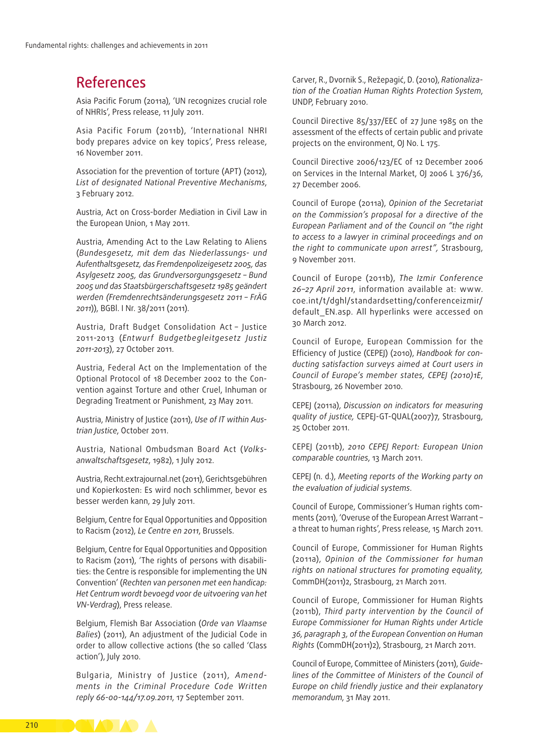## References

Asia Pacific Forum (2011a), 'UN recognizes crucial role of NHRIs', Press release, 11 July 2011.

Asia Pacific Forum (2011b), 'International NHRI body prepares advice on key topics', Press release, 16 November 2011.

Association for the prevention of torture (APT) (2012), *List of designated National Preventive Mechanisms*, 3 February 2012.

Austria, Act on Cross-border Mediation in Civil Law in the European Union, 1 May 2011.

Austria, Amending Act to the Law Relating to Aliens (*Bundesgesetz, mit dem das Niederlassungs- und Aufenthaltsgesetz, das Fremdenpolizeigesetz 2005, das Asylgesetz 2005, das Grundversorgungsgesetz – Bund 2005 und das Staatsbürgerschaftsgesetz 1985 geändert werden (Fremdenrechtsänderungsgesetz 2011 – FrÄG 2011)*), BGBl. I Nr. 38/2011 (2011).

Austria, Draft Budget Consolidation Act – Justice 2011-2013 (*Entwurf Budgetbegleitgesetz Justiz 2011-2013*), 27 October 2011.

Austria, Federal Act on the Implementation of the Optional Protocol of 18 December 2002 to the Convention against Torture and other Cruel, Inhuman or Degrading Treatment or Punishment, 23 May 2011.

Austria, Ministry of Justice (2011), *Use of IT within Austrian Justice*, October 2011.

Austria, National Ombudsman Board Act (*Volksanwaltschaftsgesetz*, 1982), 1 July 2012.

Austria, Recht.extrajournal.net (2011), Gerichtsgebühren und Kopierkosten: Es wird noch schlimmer, bevor es besser werden kann, 29 July 2011.

Belgium, Centre for Equal Opportunities and Opposition to Racism (2012), *Le Centre en 2011*, Brussels.

Belgium, Centre for Equal Opportunities and Opposition to Racism (2011), 'The rights of persons with disabilities: the Centre is responsible for implementing the UN Convention' (*Rechten van personen met een handicap: Het Centrum wordt bevoegd voor de uitvoering van het VN-Verdrag*), Press release.

Belgium, Flemish Bar Association (*Orde van Vlaamse Balies*) (2011), An adjustment of the Judicial Code in order to allow collective actions (the so called 'Class action'), July 2010.

Bulgaria, Ministry of Justice (2011), *Amendments in the Criminal Procedure Code Written reply 66-00-144/17.09.2011*, 17 September 2011.

Carver, R., Dvornik S., Režepagić, D. (2010), *Rationalization of the Croatian Human Rights Protection System*, UNDP, February 2010.

Council Directive 85/337/EEC of 27 June 1985 on the assessment of the effects of certain public and private projects on the environment, OJ No. L 175.

Council Directive 2006/123/EC of 12 December 2006 on Services in the Internal Market, OJ 2006 L 376/36, 27 December 2006.

Council of Europe (2011a), *Opinion of the Secretariat on the Commission's proposal for a directive of the European Parliament and of the Council on "the right to access to a lawyer in criminal proceedings and on the right to communicate upon arrest"*, Strasbourg, 9 November 2011.

Council of Europe (2011b), *The Izmir Conference 26–27 April 2011*, information available at: www.coe.int/t/dghl/standardsetting/conferenceizmir/default_EN.asp. All hyperlinks were accessed on 30 March 2012.

Council of Europe, European Commission for the Efficiency of Justice (CEPEJ) (2010), *Handbook for conducting satisfaction surveys aimed at Court users in Council of Europe's member states, CEPEJ (2010)1E*, Strasbourg, 26 November 2010.

CEPEJ (2011a), *Discussion on indicators for measuring quality of justice*, CEPEJ-GT-QUAL(2007)7, Strasbourg, 25 October 2011.

CEPEJ (2011b), *2010 CEPEJ Report: European Union comparable countries*, 13 March 2011.

CEPEJ (n. d.), *Meeting reports of the Working party on the evaluation of judicial systems*.

Council of Europe, Commissioner's Human rights comments (2011), 'Overuse of the European Arrest Warrant – a threat to human rights', Press release, 15 March 2011.

Council of Europe, Commissioner for Human Rights (2011a), *Opinion of the Commissioner for human rights on national structures for promoting equality*, CommDH(2011)2, Strasbourg, 21 March 2011.

Council of Europe, Commissioner for Human Rights (2011b), *Third party intervention by the Council of Europe Commissioner for Human Rights under Article 36, paragraph 3, of the European Convention on Human Rights* (CommDH(2011)2), Strasbourg, 21 March 2011.

Council of Europe, Committee of Ministers (2011), *Guidelines of the Committee of Ministers of the Council of Europe on child friendly justice and their explanatory memorandum*, 31 May 2011.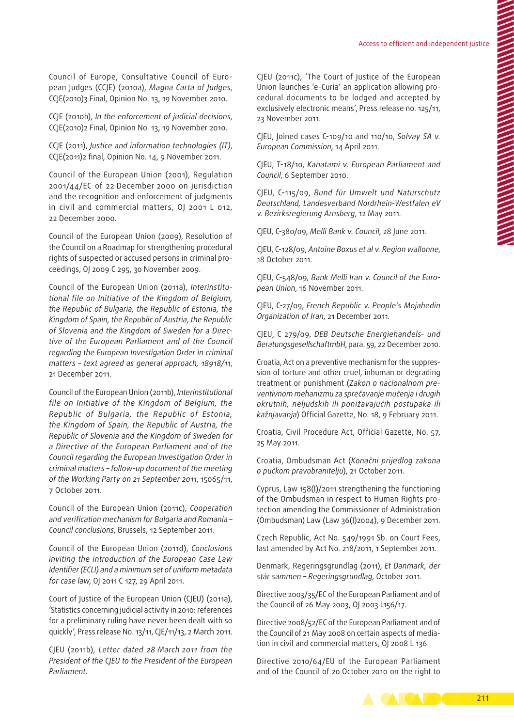Council of Europe, Consultative Council of European Judges (CCJE) (2010a), *Magna Carta of Judges*, CCJE(2010)3 Final, Opinion No. 13, 19 November 2010.

CCJE (2010b), *In the enforcement of judicial decisions*, CCJE(2010)2 Final, Opinion No. 13, 19 November 2010.

CCJE (2011), *Justice and information technologies (IT)*, CCJE(2011)2 final, Opinion No. 14, 9 November 2011.

Council of the European Union (2001), Regulation 2001/44/EC of 22 December 2000 on jurisdiction and the recognition and enforcement of judgments in civil and commercial matters, OJ 2001 L 012, 22 December 2000.

Council of the European Union (2009), Resolution of the Council on a Roadmap for strengthening procedural rights of suspected or accused persons in criminal proceedings, OJ 2009 C 295, 30 November 2009.

Council of the European Union (2011a), *Interinstitutional file on Initiative of the Kingdom of Belgium, the Republic of Bulgaria, the Republic of Estonia, the Kingdom of Spain, the Republic of Austria, the Republic of Slovenia and the Kingdom of Sweden for a Directive of the European Parliament and of the Council regarding the European Investigation Order in criminal matters – text agreed as general approach, 18918/11*, 21 December 2011.

Council of the European Union (2011b), *Interinstitutional file on Initiative of the Kingdom of Belgium, the Republic of Bulgaria, the Republic of Estonia, the Kingdom of Spain, the Republic of Austria, the Republic of Slovenia and the Kingdom of Sweden for a Directive of the European Parliament and of the Council regarding the European Investigation Order in criminal matters – follow-up document of the meeting of the Working Party on 21 September 2011*, 15065/11, 7 October 2011.

Council of the European Union (2011c), *Cooperation and verification mechanism for Bulgaria and Romania – Council conclusions*, Brussels, 12 September 2011.

Council of the European Union (2011d), *Conclusions inviting the introduction of the European Case Law Identifier (ECLI) and a minimum set of uniform metadata for case law*, OJ 2011 C 127, 29 April 2011.

Court of Justice of the European Union (CJEU) (2011a), 'Statistics concerning judicial activity in 2010: references for a preliminary ruling have never been dealt with so quickly', Press release No. 13/11, CJE/11/13, 2 March 2011.

CJEU (2011b), *Letter dated 28 March 2011 from the President of the CJEU to the President of the European Parliament.*

CJEU (2011c), 'The Court of Justice of the European Union launches 'e-Curia' an application allowing procedural documents to be lodged and accepted by exclusively electronic means', Press release no. 125/11, 23 November 2011.

CJEU, Joined cases C-109/10 and 110/10, *Solvay SA v. European Commission*, 14 April 2011.

CJEU, T-18/10, *Kanatami v. European Parliament and Council*, 6 September 2010.

CJEU, C-115/09, *Bund für Umwelt und Naturschutz Deutschland, Landesverband Nordrhein-Westfalen eV v. Bezirksregierung Arnsberg*, 12 May 2011.

CJEU, C-380/09, *Melli Bank v. Council*, 28 June 2011.

CJEU, C-128/09, *Antoine Boxus et al v. Region wallonne*, 18 October 2011.

CJEU, C-548/09, *Bank Melli Iran v. Council of the European Union*, 16 November 2011.

CJEU, C-27/09, *French Republic v. People's Mojahedin Organization of Iran*, 21 December 2011.

CJEU, C 279/09, *DEB Deutsche Energiehandels- und BeratungsgesellschaftmbH*, para. 59, 22 December 2010.

Croatia, Act on a preventive mechanism for the suppression of torture and other cruel, inhuman or degrading treatment or punishment (*Zakon o nacionalnom preventivnom mehanizmu za sprečavanje mučenja i drugih okrutnih, neljudskih ili ponižavajućih postupaka ili kažnjavanja*) Official Gazette, No. 18, 9 February 2011.

Croatia, Civil Procedure Act, Official Gazette, No. 57, 25 May 2011.

Croatia, Ombudsman Act (*Konačni prijedlog zakona o pučkom pravobranitelju*), 21 October 2011.

Cyprus, Law 158(I)/2011 strengthening the functioning of the Ombudsman in respect to Human Rights protection amending the Commissioner of Administration (Ombudsman) Law (Law 36(I)2004), 9 December 2011.

Czech Republic, Act No. 549/1991 Sb. on Court Fees, last amended by Act No. 218/2011, 1 September 2011.

Denmark, Regeringsgrundlag (2011), *Et Danmark, der står sammen – Regeringsgrundlag*, October 2011.

Directive 2003/35/EC of the European Parliament and of the Council of 26 May 2003, OJ 2003 L156/17.

Directive 2008/52/EC of the European Parliament and of the Council of 21 May 2008 on certain aspects of mediation in civil and commercial matters, OJ 2008 L 136.

Directive 2010/64/EU of the European Parliament and of the Council of 20 October 2010 on the right to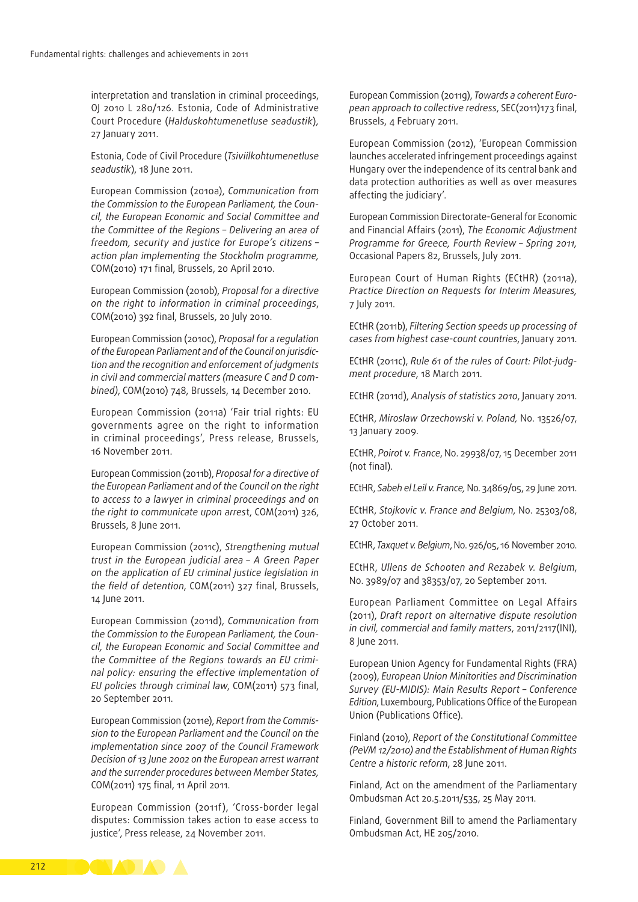interpretation and translation in criminal proceedings, OJ 2010 L 280/126. Estonia, Code of Administrative Court Procedure (*Halduskohtumenetluse seadustik*), 27 January 2011.

Estonia, Code of Civil Procedure (*Tsiviilkohtumenetluse seadustik*), 18 June 2011.

European Commission (2010a), *Communication from the Commission to the European Parliament, the Council, the European Economic and Social Committee and the Committee of the Regions – Delivering an area of freedom, security and justice for Europe's citizens – action plan implementing the Stockholm programme*, COM(2010) 171 final, Brussels, 20 April 2010.

European Commission (2010b), *Proposal for a directive on the right to information in criminal proceedings*, COM(2010) 392 final, Brussels, 20 July 2010.

European Commission (2010c), *Proposal for a regulation of the European Parliament and of the Council on jurisdiction and the recognition and enforcement of judgments in civil and commercial matters (measure C and D combined)*, COM(2010) 748, Brussels, 14 December 2010.

European Commission (2011a) 'Fair trial rights: EU governments agree on the right to information in criminal proceedings', Press release, Brussels, 16 November 2011.

European Commission (2011b), *Proposal for a directive of the European Parliament and of the Council on the right to access to a lawyer in criminal proceedings and on the right to communicate upon arrest*, COM(2011) 326, Brussels, 8 June 2011.

European Commission (2011c), *Strengthening mutual trust in the European judicial area – A Green Paper on the application of EU criminal justice legislation in the field of detention*, COM(2011) 327 final, Brussels, 14 June 2011.

European Commission (2011d), *Communication from the Commission to the European Parliament, the Council, the European Economic and Social Committee and the Committee of the Regions towards an EU criminal policy: ensuring the effective implementation of EU policies through criminal law*, COM(2011) 573 final, 20 September 2011.

European Commission (2011e), *Report from the Commission to the European Parliament and the Council on the implementation since 2007 of the Council Framework Decision of 13 June 2002 on the European arrest warrant and the surrender procedures between Member States*, COM(2011) 175 final, 11 April 2011.

European Commission (2011f), 'Cross-border legal disputes: Commission takes action to ease access to justice', Press release, 24 November 2011.

European Commission (2011g), *Towards a coherent European approach to collective redress*, SEC(2011)173 final, Brussels, 4 February 2011.

European Commission (2012), 'European Commission launches accelerated infringement proceedings against Hungary over the independence of its central bank and data protection authorities as well as over measures affecting the judiciary'.

European Commission Directorate-General for Economic and Financial Affairs (2011), *The Economic Adjustment Programme for Greece, Fourth Review – Spring 2011,* Occasional Papers 82, Brussels, July 2011.

European Court of Human Rights (ECtHR) (2011a), *Practice Direction on Requests for Interim Measures,* 7 July 2011.

ECtHR (2011b), *Filtering Section speeds up processing of cases from highest case-count countries*, January 2011.

ECtHR (2011c), *Rule 61 of the rules of Court: Pilot-judgment procedure*, 18 March 2011.

ECtHR (2011d), *Analysis of statistics 2010*, January 2011.

ECtHR, *Miroslaw Orzechowski v. Poland,* No. 13526/07, 13 January 2009.

ECtHR, *Poirot v. France*, No. 29938/07, 15 December 2011 (not final).

ECtHR, *Sabeh el Leil v. France,* No. 34869/05, 29 June 2011.

ECtHR, *Stojkovic v. France and Belgium*, No. 25303/08, 27 October 2011.

ECtHR, *Taxquet v. Belgium*, No. 926/05, 16 November 2010.

ECtHR, *Ullens de Schooten and Rezabek v. Belgium*, No. 3989/07 and 38353/07, 20 September 2011.

European Parliament Committee on Legal Affairs (2011), *Draft report on alternative dispute resolution in civil, commercial and family matters*, 2011/2117(INI), 8 June 2011.

European Union Agency for Fundamental Rights (FRA) (2009), *European Union Minorities and Discrimination Survey (EU-MIDIS): Main Results Report – Conference Edition*, Luxembourg, Publications Office of the European Union (Publications Office).

Finland (2010), *Report of the Constitutional Committee (PeVM 12/2010) and the Establishment of Human Rights Centre a historic reform*, 28 June 2011.

Finland, Act on the amendment of the Parliamentary Ombudsman Act 20.5.2011/535, 25 May 2011.

Finland, Government Bill to amend the Parliamentary Ombudsman Act, HE 205/2010.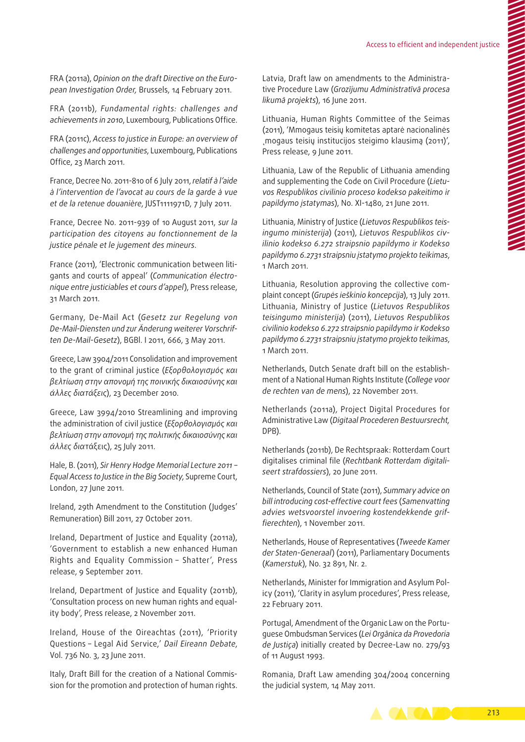FRA (2011a), *Opinion on the draft Directive on the European Investigation Order,* Brussels, 14 February 2011.

FRA (2011b), *Fundamental rights: challenges and achievements in 2010*, Luxembourg, Publications Office.

FRA (2011c), *Access to justice in Europe: an overview of challenges and opportunities*, Luxembourg, Publications Office, 23 March 2011.

France, Decree No. 2011-810 of 6 July 2011, *relatif à l'aide à l'intervention de l'avocat au cours de la garde à vue et de la retenue douanière*, JUST1111971D, 7 July 2011.

France, Decree No. 2011-939 of 10 August 2011, *sur la participation des citoyens au fonctionnement de la justice pénale et le jugement des mineurs*.

France (2011), 'Electronic communication between litigants and courts of appeal' (*Communication électronique entre justiciables et cours d'appel*), Press release, 31 March 2011.

Germany, De-Mail Act (*Gesetz zur Regelung von De-Mail-Diensten und zur Änderung weiterer Vorschriften De-Mail-Gesetz*), BGBl. I 2011, 666, 3 May 2011.

Greece, Law 3904/2011 Consolidation and improvement to the grant of criminal justice (*Εξορθολογισμός και βελτίωση στην απονομή της ποινικής δικαιοσύνης και άλλες διατάξεις*), 23 December 2010.

Greece, Law 3994/2010 Streamlining and improving the administration of civil justice (*Εξορθολογισμός και βελτίωση στην απονομή της πολιτικής δικαιοσύνης και άλλες διατάξεις*), 25 July 2011.

Hale, B. (2011), *Sir Henry Hodge Memorial Lecture 2011 – Equal Access to Justice in the Big Society*, Supreme Court, London, 27 June 2011.

Ireland, 29th Amendment to the Constitution (Judges' Remuneration) Bill 2011, 27 October 2011.

Ireland, Department of Justice and Equality (2011a), 'Government to establish a new enhanced Human Rights and Equality Commission – Shatter', Press release, 9 September 2011.

Ireland, Department of Justice and Equality (2011b), 'Consultation process on new human rights and equality body', Press release, 2 November 2011.

Ireland, House of the Oireachtas (2011), 'Priority Questions – Legal Aid Service,' *Dail Eireann Debate*, Vol. 736 No. 3, 23 June 2011.

Italy, Draft Bill for the creation of a National Commission for the promotion and protection of human rights.

Latvia, Draft law on amendments to the Administrative Procedure Law (*Grozījumu Administratīvā procesa likumā projekts*), 16 June 2011.

Lithuania, Human Rights Committee of the Seimas (2011), 'Mmogaus teisių komitetas aptarė nacionalinės ˛mogaus teisių institucijos steigimo klausimą (2011)', Press release, 9 June 2011.

Lithuania, Law of the Republic of Lithuania amending and supplementing the Code on Civil Procedure (*Lietuvos Respublikos civilinio proceso kodekso pakeitimo ir papildymo įstatymas*), No. XI-1480, 21 June 2011.

Lithuania, Ministry of Justice (*Lietuvos Respublikos teisingumo ministerija*) (2011), *Lietuvos Respublikos civilinio kodekso 6.272 straipsnio papildymo ir Kodekso papildymo 6.2731 straipsniu įstatymo projekto teikimas*, 1 March 2011.

Lithuania, Resolution approving the collective complaint concept (*Grupės ieškinio koncepcija*), 13 July 2011. Lithuania, Ministry of Justice (*Lietuvos Respublikos teisingumo ministerija*) (2011), *Lietuvos Respublikos civilinio kodekso 6.272 straipsnio papildymo ir Kodekso papildymo 6.2731 straipsniu įstatymo projekto teikimas*, 1 March 2011.

Netherlands, Dutch Senate draft bill on the establishment of a National Human Rights Institute (*College voor de rechten van de mens*), 22 November 2011.

Netherlands (2011a), Project Digital Procedures for Administrative Law (*Digitaal Procederen Bestuursrecht,* DPB).

Netherlands (2011b), De Rechtspraak: Rotterdam Court digitalises criminal file (*Rechtbank Rotterdam digitaliseert strafdossiers*), 20 June 2011.

Netherlands, Council of State (2011), *Summary advice on bill introducing cost-effective court fees* (*Samenvatting advies wetsvoorstel invoering kostendekkende griffierechten*), 1 November 2011.

Netherlands, House of Representatives (*Tweede Kamer der Staten-Generaal*) (2011), Parliamentary Documents (*Kamerstuk*), No. 32 891, Nr. 2.

Netherlands, Minister for Immigration and Asylum Policy (2011), 'Clarity in asylum procedures', Press release, 22 February 2011.

Portugal, Amendment of the Organic Law on the Portuguese Ombudsman Services (*Lei Orgânica da Provedoria de Justiça*) initially created by Decree-Law no. 279/93 of 11 August 1993.

Romania, Draft Law amending 304/2004 concerning the judicial system, 14 May 2011.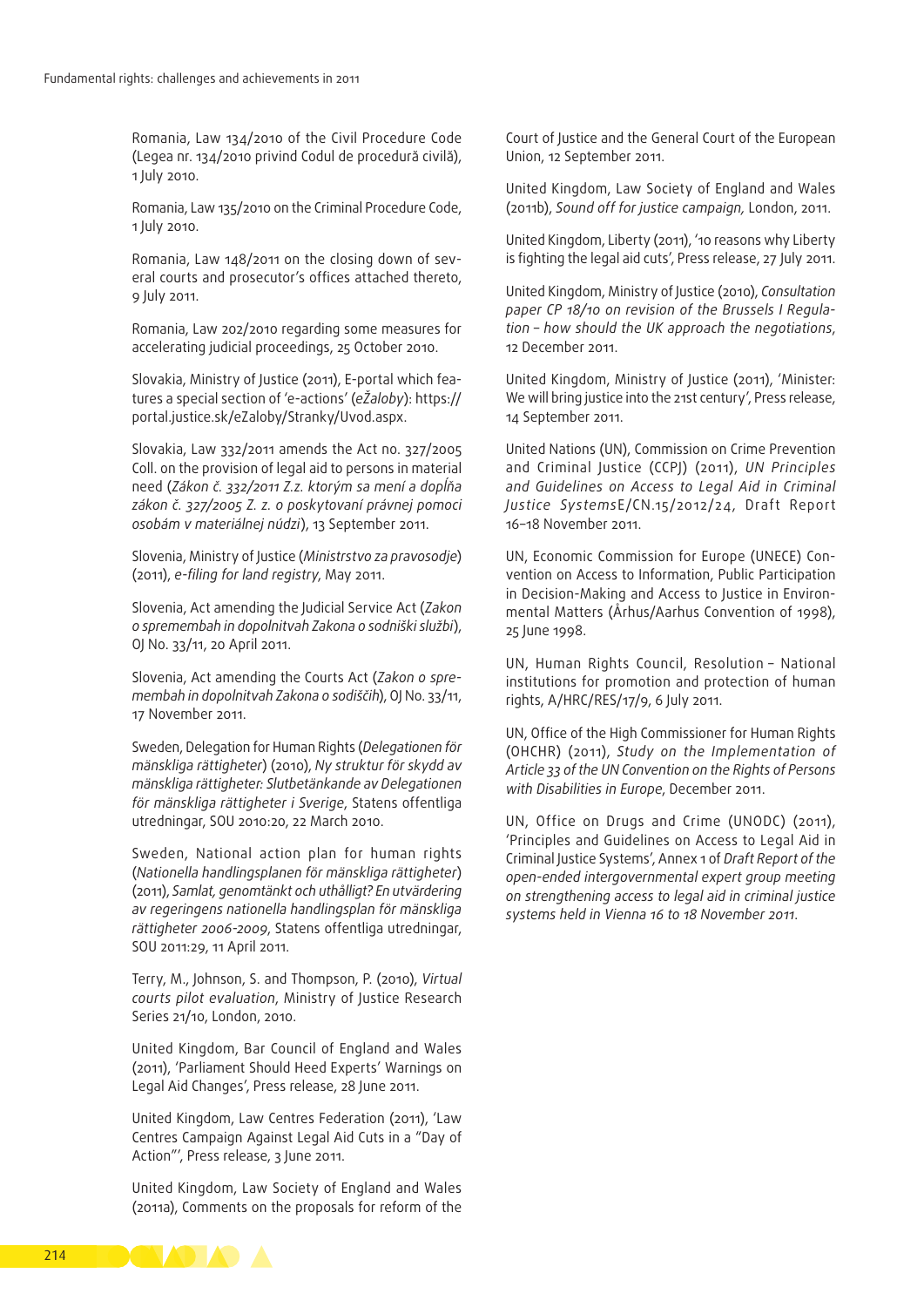Romania, Law 134/2010 of the Civil Procedure Code (Legea nr. 134/2010 privind Codul de procedură civilă), 1 July 2010.

Romania, Law 135/2010 on the Criminal Procedure Code, 1 July 2010.

Romania, Law 148/2011 on the closing down of several courts and prosecutor's offices attached thereto, 9 July 2011.

Romania, Law 202/2010 regarding some measures for accelerating judicial proceedings, 25 October 2010.

Slovakia, Ministry of Justice (2011), E-portal which features a special section of 'e-actions' (*eŽaloby*): https://portal.justice.sk/eZaloby/Stranky/Uvod.aspx.

Slovakia, Law 332/2011 amends the Act no. 327/2005 Coll. on the provision of legal aid to persons in material need (*Zákon č. 332/2011 Z.z. ktorým sa mení a dopĺňa zákon č. 327/2005 Z. z. o poskytovaní právnej pomoci osobám v materiálnej núdzi*), 13 September 2011.

Slovenia, Ministry of Justice (*Ministrstvo za pravosodje*) (2011), *e-filing for land registry*, May 2011.

Slovenia, Act amending the Judicial Service Act (*Zakon o spremembah in dopolnitvah Zakona o sodniški službi*), OJ No. 33/11, 20 April 2011.

Slovenia, Act amending the Courts Act (*Zakon o spremembah in dopolnitvah Zakona o sodiščih*), OJ No. 33/11, 17 November 2011.

Sweden, Delegation for Human Rights (*Delegationen för mänskliga rättigheter*) (2010), *Ny struktur för skydd av mänskliga rättigheter: Slutbetänkande av Delegationen för mänskliga rättigheter i Sverige*, Statens offentliga utredningar, SOU 2010:20, 22 March 2010.

Sweden, National action plan for human rights (*Nationella handlingsplanen för mänskliga rättigheter*) (2011), *Samlat, genomtänkt och uthålligt? En utvärdering av regeringens nationella handlingsplan för mänskliga rättigheter 2006-2009*, Statens offentliga utredningar, SOU 2011:29, 11 April 2011.

Terry, M., Johnson, S. and Thompson, P. (2010), *Virtual courts pilot evaluation*, Ministry of Justice Research Series 21/10, London, 2010.

United Kingdom, Bar Council of England and Wales (2011), 'Parliament Should Heed Experts' Warnings on Legal Aid Changes', Press release, 28 June 2011.

United Kingdom, Law Centres Federation (2011), 'Law Centres Campaign Against Legal Aid Cuts in a "Day of Action"', Press release, 3 June 2011.

United Kingdom, Law Society of England and Wales (2011a), Comments on the proposals for reform of the Court of Justice and the General Court of the European Union, 12 September 2011.

United Kingdom, Law Society of England and Wales (2011b), *Sound off for justice campaign*, London, 2011.

United Kingdom, Liberty (2011), '10 reasons why Liberty is fighting the legal aid cuts', Press release, 27 July 2011.

United Kingdom, Ministry of Justice (2010), *Consultation paper CP 18/10 on revision of the Brussels I Regulation – how should the UK approach the negotiations*, 12 December 2011.

United Kingdom, Ministry of Justice (2011), 'Minister: We will bring justice into the 21st century', Press release, 14 September 2011.

United Nations (UN), Commission on Crime Prevention and Criminal Justice (CCPJ) (2011), *UN Principles and Guidelines on Access to Legal Aid in Criminal Justice Systems*E/CN.15/2012/24, Draft Report 16–18 November 2011.

UN, Economic Commission for Europe (UNECE) Convention on Access to Information, Public Participation in Decision-Making and Access to Justice in Environmental Matters (Århus/Aarhus Convention of 1998), 25 June 1998.

UN, Human Rights Council, Resolution – National institutions for promotion and protection of human rights, A/HRC/RES/17/9, 6 July 2011.

UN, Office of the High Commissioner for Human Rights (OHCHR) (2011), *Study on the Implementation of Article 33 of the UN Convention on the Rights of Persons with Disabilities in Europe*, December 2011.

UN, Office on Drugs and Crime (UNODC) (2011), 'Principles and Guidelines on Access to Legal Aid in Criminal Justice Systems', Annex 1 of *Draft Report of the open-ended intergovernmental expert group meeting on strengthening access to legal aid in criminal justice systems held in Vienna 16 to 18 November 2011.*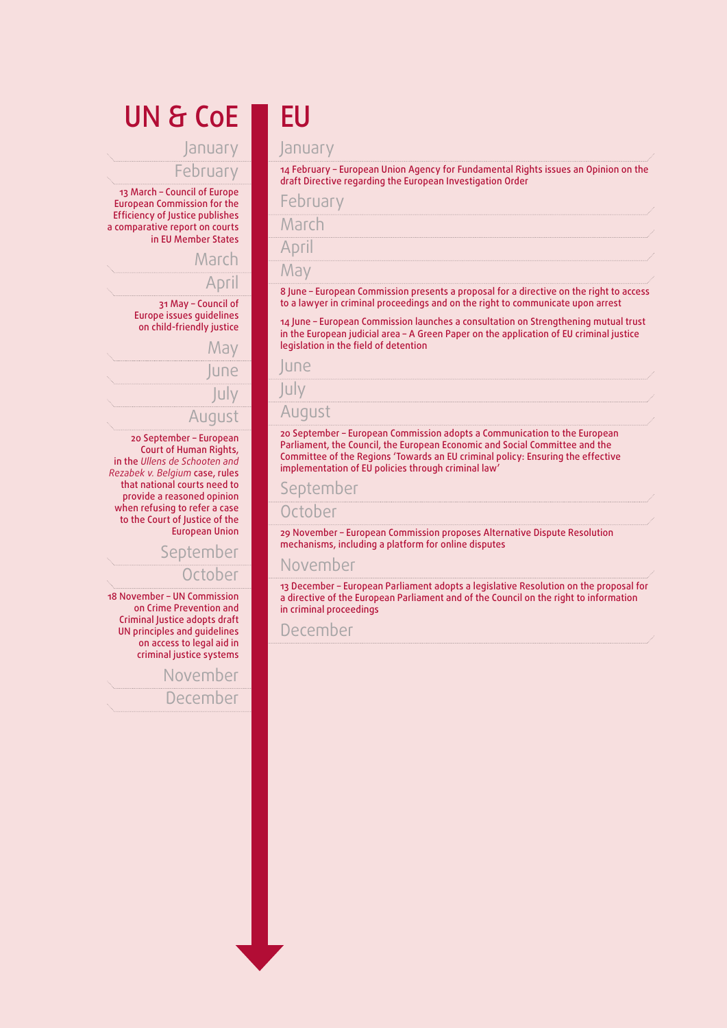# UN & CoE

January

February

13 March – Council of Europe European Commission for the Efficiency of Justice publishes a comparative report on courts in EU Member States

March

April

31 May – Council of Europe issues guidelines on child-friendly justice

May

June

July

August

20 September – European Court of Human Rights, in the *Ullens de Schooten and Rezabek v. Belgium* case, rules that national courts need to provide a reasoned opinion when refusing to refer a case to the Court of Justice of the European Union

September

October

18 November – UN Commission on Crime Prevention and Criminal Justice adopts draft UN principles and guidelines on access to legal aid in criminal justice systems

November

December

# EU

January

14 February – European Union Agency for Fundamental Rights issues an Opinion on the draft Directive regarding the European Investigation Order

February

March

April

May

8 June – European Commission presents a proposal for a directive on the right to access to a lawyer in criminal proceedings and on the right to communicate upon arrest

14 June – European Commission launches a consultation on Strengthening mutual trust in the European judicial area – A Green Paper on the application of EU criminal justice legislation in the field of detention

June

July

August

20 September – European Commission adopts a Communication to the European Parliament, the Council, the European Economic and Social Committee and the Committee of the Regions 'Towards an EU criminal policy: Ensuring the effective implementation of EU policies through criminal law'

September

October

29 November – European Commission proposes Alternative Dispute Resolution mechanisms, including a platform for online disputes

November

13 December – European Parliament adopts a legislative Resolution on the proposal for a directive of the European Parliament and of the Council on the right to information in criminal proceedings

December